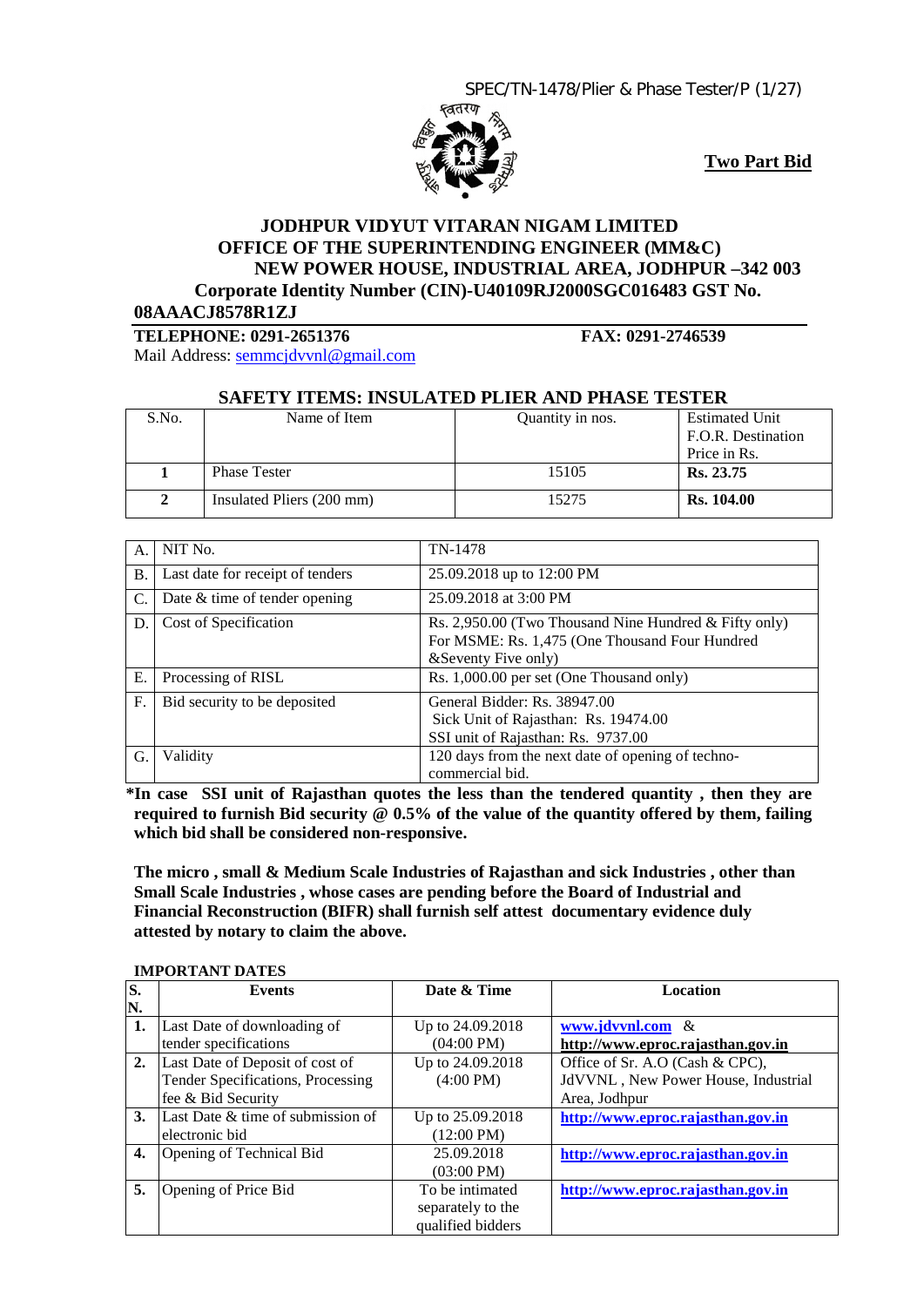**Two Part Bid**

# JODHPUR VIDYUT VITARAN NIGAM LIMITED

## OFFICE OF THE SUPERINTENDING ENGINEER (MM&C)

## NEW POWER HOUSE, INDUSTRIAL AREA, JODHPUR –342 003

**Corporate Identity Number (CIN)-U40109RJ2000SGC016483 GST No. 08AAACJ8578R1ZJ**

**TELEPHONE: 0291-2651376** **FAX: 0291-2746539**

Mail Address: semmcjdvvnl@gmail.com

### SAFETY ITEMS: INSULATED PLIER AND PHASE TESTER

| S.No. | Name of Item | Quantity in nos. | Estimated Unit F.O.R. Destination Price in Rs. |
|---|---|---|---|
| **1** | Phase Tester | 15105 | **Rs. 23.75** |
| **2** | Insulated Pliers (200 mm) | 15275 | **Rs. 104.00** |

| | | |
|---|---|---|
| A. | NIT No. | TN-1478 |
| B. | Last date for receipt of tenders | 25.09.2018 up to 12:00 PM |
| C. | Date & time of tender opening | 25.09.2018 at 3:00 PM |
| D. | Cost of Specification | Rs. 2,950.00 (Two Thousand Nine Hundred & Fifty only) For MSME: Rs. 1,475 (One Thousand Four Hundred &Seventy Five only) |
| E. | Processing of RISL | Rs. 1,000.00 per set (One Thousand only) |
| F. | Bid security to be deposited | General Bidder: Rs. 38947.00 Sick Unit of Rajasthan: Rs. 19474.00 SSI unit of Rajasthan: Rs. 9737.00 |
| G. | Validity | 120 days from the next date of opening of techno-commercial bid. |

**\*In case SSI unit of Rajasthan quotes the less than the tendered quantity , then they are required to furnish Bid security @ 0.5% of the value of the quantity offered by them, failing which bid shall be considered non-responsive.**

**The micro , small & Medium Scale Industries of Rajasthan and sick Industries , other than Small Scale Industries , whose cases are pending before the Board of Industrial and Financial Reconstruction (BIFR) shall furnish self attest documentary evidence duly attested by notary to claim the above.**

**IMPORTANT DATES**

| S. N. | Events | Date & Time | Location |
|---|---|---|---|
| **1.** | Last Date of downloading of tender specifications | Up to 24.09.2018 (04:00 PM) | **www.jdvvnl.com** & **http://www.eproc.rajasthan.gov.in** |
| **2.** | Last Date of Deposit of cost of Tender Specifications, Processing fee & Bid Security | Up to 24.09.2018 (4:00 PM) | Office of Sr. A.O (Cash & CPC), JdVVNL , New Power House, Industrial Area, Jodhpur |
| **3.** | Last Date & time of submission of electronic bid | Up to 25.09.2018 (12:00 PM) | **http://www.eproc.rajasthan.gov.in** |
| **4.** | Opening of Technical Bid | 25.09.2018 (03:00 PM) | **http://www.eproc.rajasthan.gov.in** |
| **5.** | Opening of Price Bid | To be intimated separately to the qualified bidders | **http://www.eproc.rajasthan.gov.in** |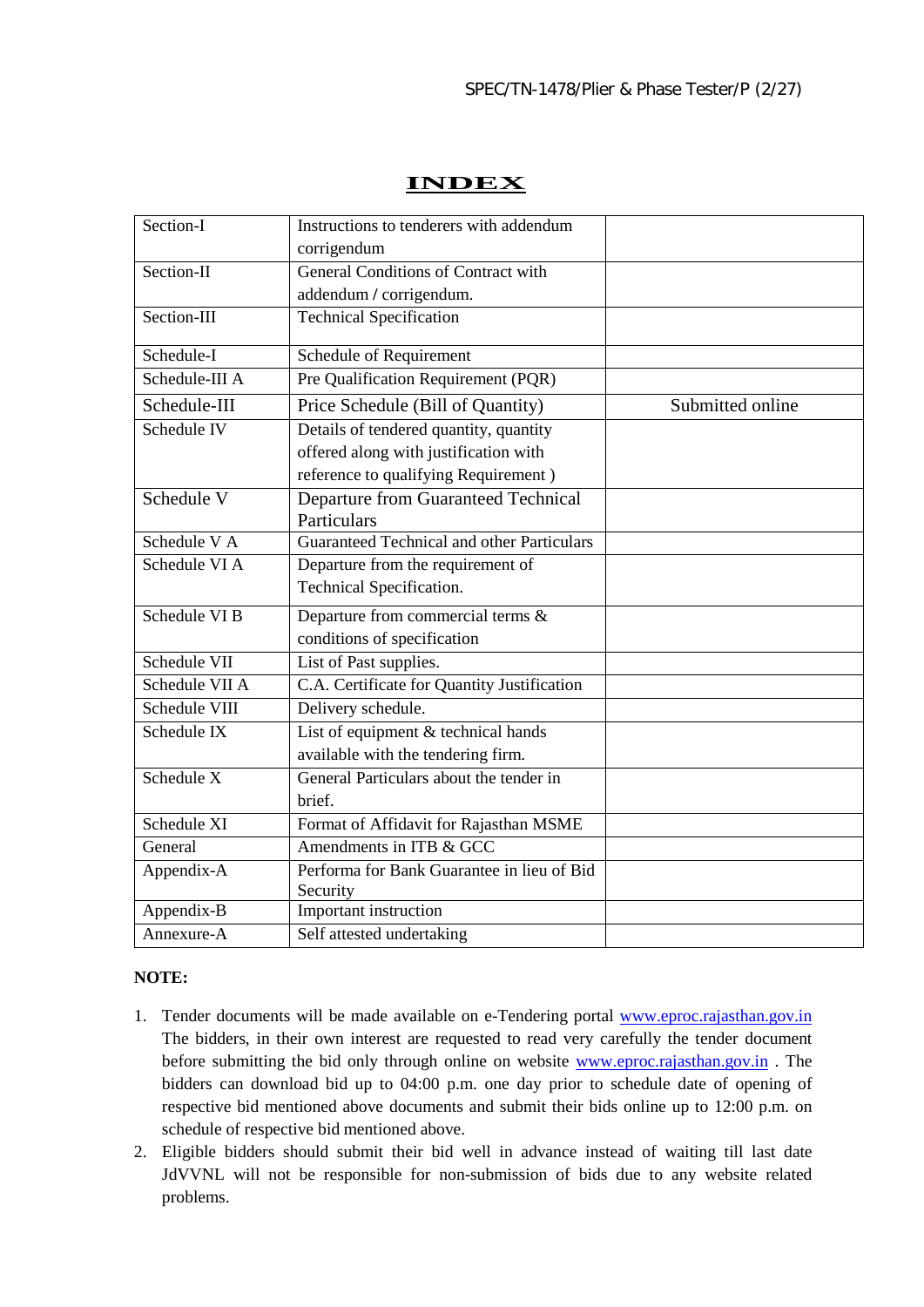# INDEX

| | | |
|---|---|---|
| Section-I | Instructions to tenderers with addendum corrigendum | |
| Section-II | General Conditions of Contract with addendum / corrigendum. | |
| Section-III | Technical Specification | |
| Schedule-I | Schedule of Requirement | |
| Schedule-III A | Pre Qualification Requirement (PQR) | |
| Schedule-III | Price Schedule (Bill of Quantity) | Submitted online |
| Schedule IV | Details of tendered quantity, quantity offered along with justification with reference to qualifying Requirement ) | |
| Schedule V | Departure from Guaranteed Technical Particulars | |
| Schedule V A | Guaranteed Technical and other Particulars | |
| Schedule VI A | Departure from the requirement of Technical Specification. | |
| Schedule VI B | Departure from commercial terms & conditions of specification | |
| Schedule VII | List of Past supplies. | |
| Schedule VII A | C.A. Certificate for Quantity Justification | |
| Schedule VIII | Delivery schedule. | |
| Schedule IX | List of equipment & technical hands available with the tendering firm. | |
| Schedule X | General Particulars about the tender in brief. | |
| Schedule XI | Format of Affidavit for Rajasthan MSME | |
| General | Amendments in ITB & GCC | |
| Appendix-A | Performa for Bank Guarantee in lieu of Bid Security | |
| Appendix-B | Important instruction | |
| Annexure-A | Self attested undertaking | |

**NOTE:**

1. Tender documents will be made available on e-Tendering portal www.eproc.rajasthan.gov.in The bidders, in their own interest are requested to read very carefully the tender document before submitting the bid only through online on website www.eproc.rajasthan.gov.in . The bidders can download bid up to 04:00 p.m. one day prior to schedule date of opening of respective bid mentioned above documents and submit their bids online up to 12:00 p.m. on schedule of respective bid mentioned above.
2. Eligible bidders should submit their bid well in advance instead of waiting till last date JdVVNL will not be responsible for non-submission of bids due to any website related problems.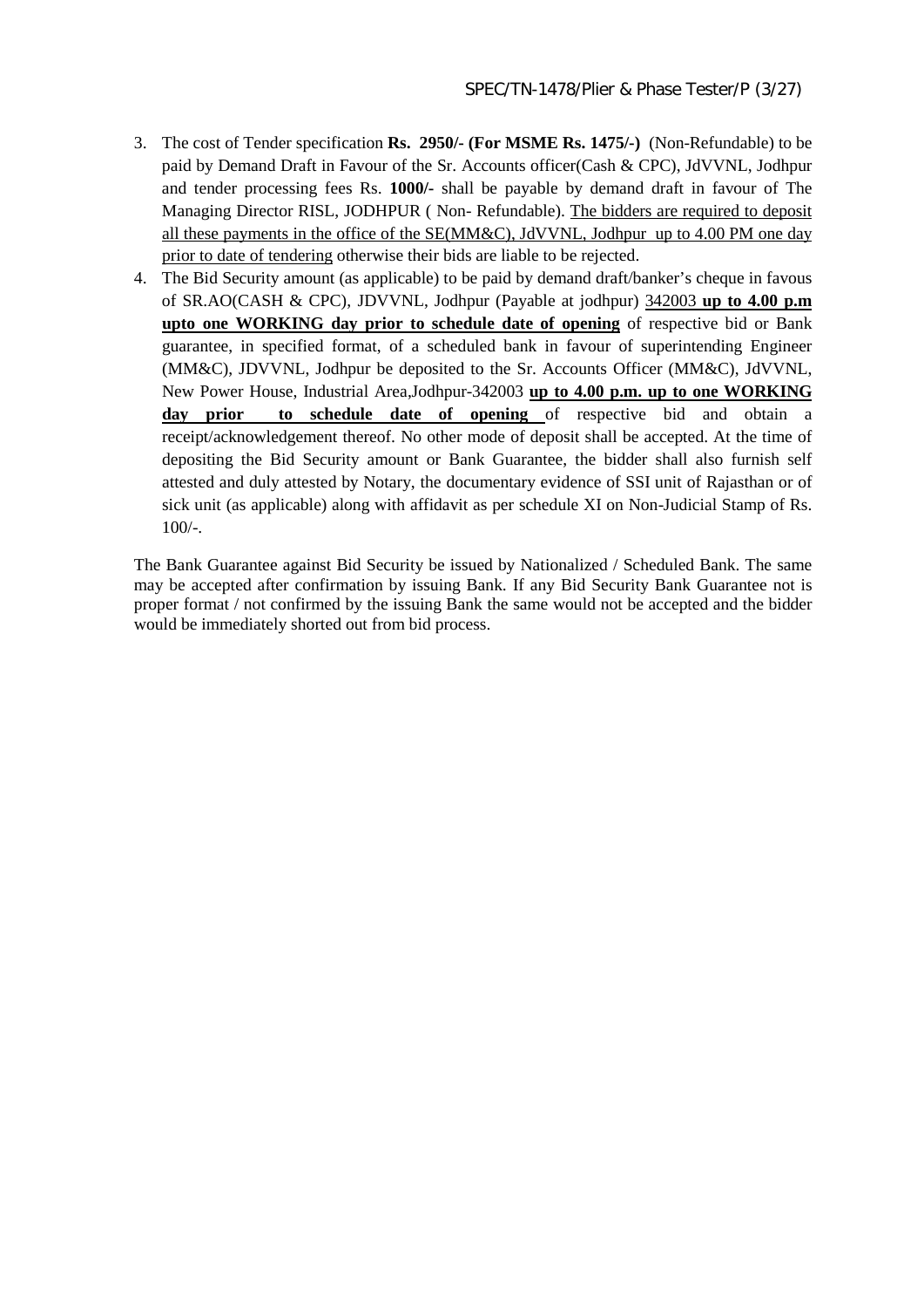3. The cost of Tender specification **Rs. 2950/- (For MSME Rs. 1475/-)** (Non-Refundable) to be paid by Demand Draft in Favour of the Sr. Accounts officer(Cash & CPC), JdVVNL, Jodhpur and tender processing fees Rs. **1000/-** shall be payable by demand draft in favour of The Managing Director RISL, JODHPUR ( Non- Refundable). <u>The bidders are required to deposit all these payments in the office of the SE(MM&C), JdVVNL, Jodhpur up to 4.00 PM one day prior to date of tendering</u> otherwise their bids are liable to be rejected.
4. The Bid Security amount (as applicable) to be paid by demand draft/banker's cheque in favous of SR.AO(CASH & CPC), JDVVNL, Jodhpur (Payable at jodhpur) <u>342003</u> **<u>up to 4.00 p.m upto one WORKING day prior to schedule date of opening</u>** of respective bid or Bank guarantee, in specified format, of a scheduled bank in favour of superintending Engineer (MM&C), JDVVNL, Jodhpur be deposited to the Sr. Accounts Officer (MM&C), JdVVNL, New Power House, Industrial Area,Jodhpur-342003 **<u>up to 4.00 p.m. up to one WORKING day prior to schedule date of opening</u>** of respective bid and obtain a receipt/acknowledgement thereof. No other mode of deposit shall be accepted. At the time of depositing the Bid Security amount or Bank Guarantee, the bidder shall also furnish self attested and duly attested by Notary, the documentary evidence of SSI unit of Rajasthan or of sick unit (as applicable) along with affidavit as per schedule XI on Non-Judicial Stamp of Rs. 100/-.

The Bank Guarantee against Bid Security be issued by Nationalized / Scheduled Bank. The same may be accepted after confirmation by issuing Bank. If any Bid Security Bank Guarantee not is proper format / not confirmed by the issuing Bank the same would not be accepted and the bidder would be immediately shorted out from bid process.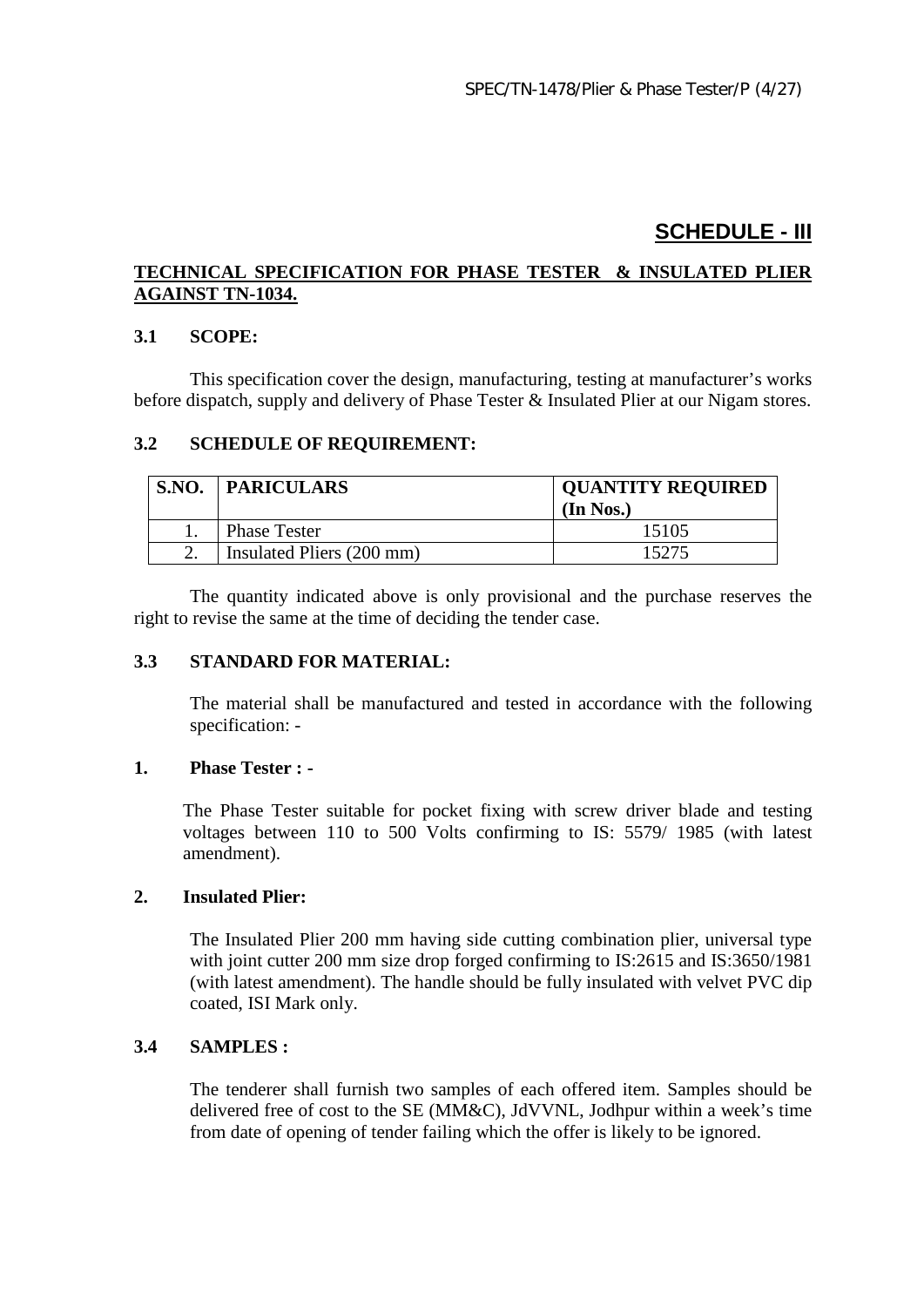# SCHEDULE - III

## TECHNICAL SPECIFICATION FOR PHASE TESTER & INSULATED PLIER AGAINST TN-1034.

### 3.1 SCOPE:

This specification cover the design, manufacturing, testing at manufacturer's works before dispatch, supply and delivery of Phase Tester & Insulated Plier at our Nigam stores.

### 3.2 SCHEDULE OF REQUIREMENT:

| S.NO. | PARICULARS | QUANTITY REQUIRED (In Nos.) |
|---|---|---|
| 1. | Phase Tester | 15105 |
| 2. | Insulated Pliers (200 mm) | 15275 |

The quantity indicated above is only provisional and the purchase reserves the right to revise the same at the time of deciding the tender case.

### 3.3 STANDARD FOR MATERIAL:

The material shall be manufactured and tested in accordance with the following specification: -

**1. Phase Tester : -**

The Phase Tester suitable for pocket fixing with screw driver blade and testing voltages between 110 to 500 Volts confirming to IS: 5579/ 1985 (with latest amendment).

**2. Insulated Plier:**

The Insulated Plier 200 mm having side cutting combination plier, universal type with joint cutter 200 mm size drop forged confirming to IS:2615 and IS:3650/1981 (with latest amendment). The handle should be fully insulated with velvet PVC dip coated, ISI Mark only.

### 3.4 SAMPLES :

The tenderer shall furnish two samples of each offered item. Samples should be delivered free of cost to the SE (MM&C), JdVVNL, Jodhpur within a week's time from date of opening of tender failing which the offer is likely to be ignored.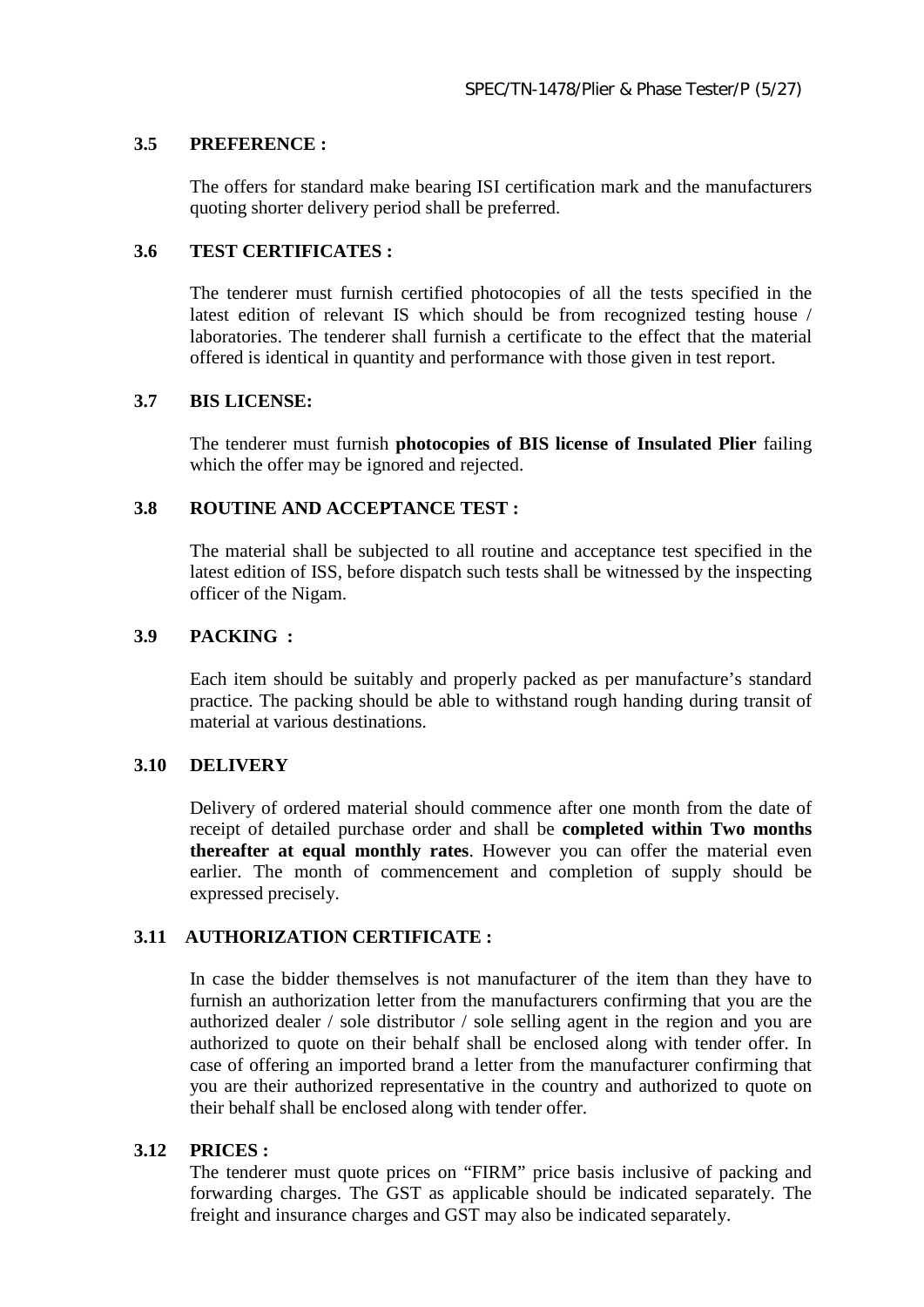### 3.5 PREFERENCE :

The offers for standard make bearing ISI certification mark and the manufacturers quoting shorter delivery period shall be preferred.

### 3.6 TEST CERTIFICATES :

The tenderer must furnish certified photocopies of all the tests specified in the latest edition of relevant IS which should be from recognized testing house / laboratories. The tenderer shall furnish a certificate to the effect that the material offered is identical in quantity and performance with those given in test report.

### 3.7 BIS LICENSE:

The tenderer must furnish **photocopies of BIS license of Insulated Plier** failing which the offer may be ignored and rejected.

### 3.8 ROUTINE AND ACCEPTANCE TEST :

The material shall be subjected to all routine and acceptance test specified in the latest edition of ISS, before dispatch such tests shall be witnessed by the inspecting officer of the Nigam.

### 3.9 PACKING :

Each item should be suitably and properly packed as per manufacture's standard practice. The packing should be able to withstand rough handing during transit of material at various destinations.

### 3.10 DELIVERY

Delivery of ordered material should commence after one month from the date of receipt of detailed purchase order and shall be **completed within Two months thereafter at equal monthly rates**. However you can offer the material even earlier. The month of commencement and completion of supply should be expressed precisely.

### 3.11 AUTHORIZATION CERTIFICATE :

In case the bidder themselves is not manufacturer of the item than they have to furnish an authorization letter from the manufacturers confirming that you are the authorized dealer / sole distributor / sole selling agent in the region and you are authorized to quote on their behalf shall be enclosed along with tender offer. In case of offering an imported brand a letter from the manufacturer confirming that you are their authorized representative in the country and authorized to quote on their behalf shall be enclosed along with tender offer.

### 3.12 PRICES :

The tenderer must quote prices on "FIRM" price basis inclusive of packing and forwarding charges. The GST as applicable should be indicated separately. The freight and insurance charges and GST may also be indicated separately.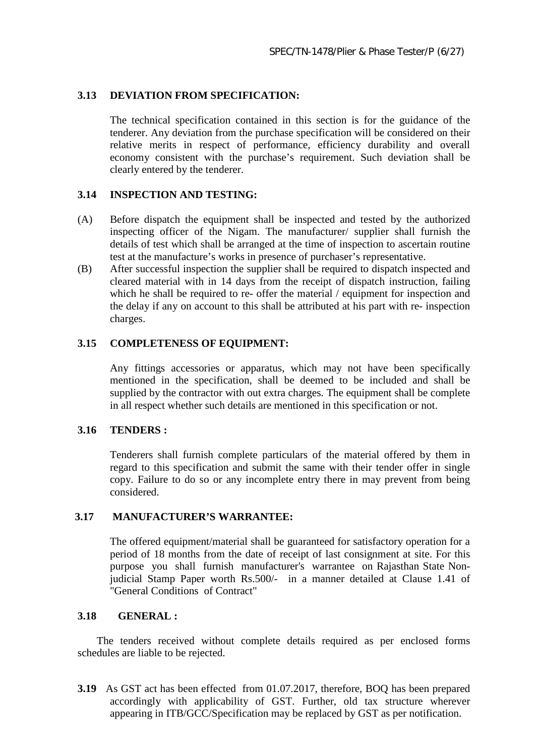### 3.13 DEVIATION FROM SPECIFICATION:

The technical specification contained in this section is for the guidance of the tenderer. Any deviation from the purchase specification will be considered on their relative merits in respect of performance, efficiency durability and overall economy consistent with the purchase's requirement. Such deviation shall be clearly entered by the tenderer.

### 3.14 INSPECTION AND TESTING:

(A) Before dispatch the equipment shall be inspected and tested by the authorized inspecting officer of the Nigam. The manufacturer/ supplier shall furnish the details of test which shall be arranged at the time of inspection to ascertain routine test at the manufacture's works in presence of purchaser's representative.

(B) After successful inspection the supplier shall be required to dispatch inspected and cleared material with in 14 days from the receipt of dispatch instruction, failing which he shall be required to re- offer the material / equipment for inspection and the delay if any on account to this shall be attributed at his part with re- inspection charges.

### 3.15 COMPLETENESS OF EQUIPMENT:

Any fittings accessories or apparatus, which may not have been specifically mentioned in the specification, shall be deemed to be included and shall be supplied by the contractor with out extra charges. The equipment shall be complete in all respect whether such details are mentioned in this specification or not.

### 3.16 TENDERS :

Tenderers shall furnish complete particulars of the material offered by them in regard to this specification and submit the same with their tender offer in single copy. Failure to do so or any incomplete entry there in may prevent from being considered.

### 3.17 MANUFACTURER'S WARRANTEE:

The offered equipment/material shall be guaranteed for satisfactory operation for a period of 18 months from the date of receipt of last consignment at site. For this purpose you shall furnish manufacturer's warrantee on Rajasthan State Non-judicial Stamp Paper worth Rs.500/- in a manner detailed at Clause 1.41 of "General Conditions of Contract"

### 3.18 GENERAL :

The tenders received without complete details required as per enclosed forms schedules are liable to be rejected.

**3.19** As GST act has been effected from 01.07.2017, therefore, BOQ has been prepared accordingly with applicability of GST. Further, old tax structure wherever appearing in ITB/GCC/Specification may be replaced by GST as per notification.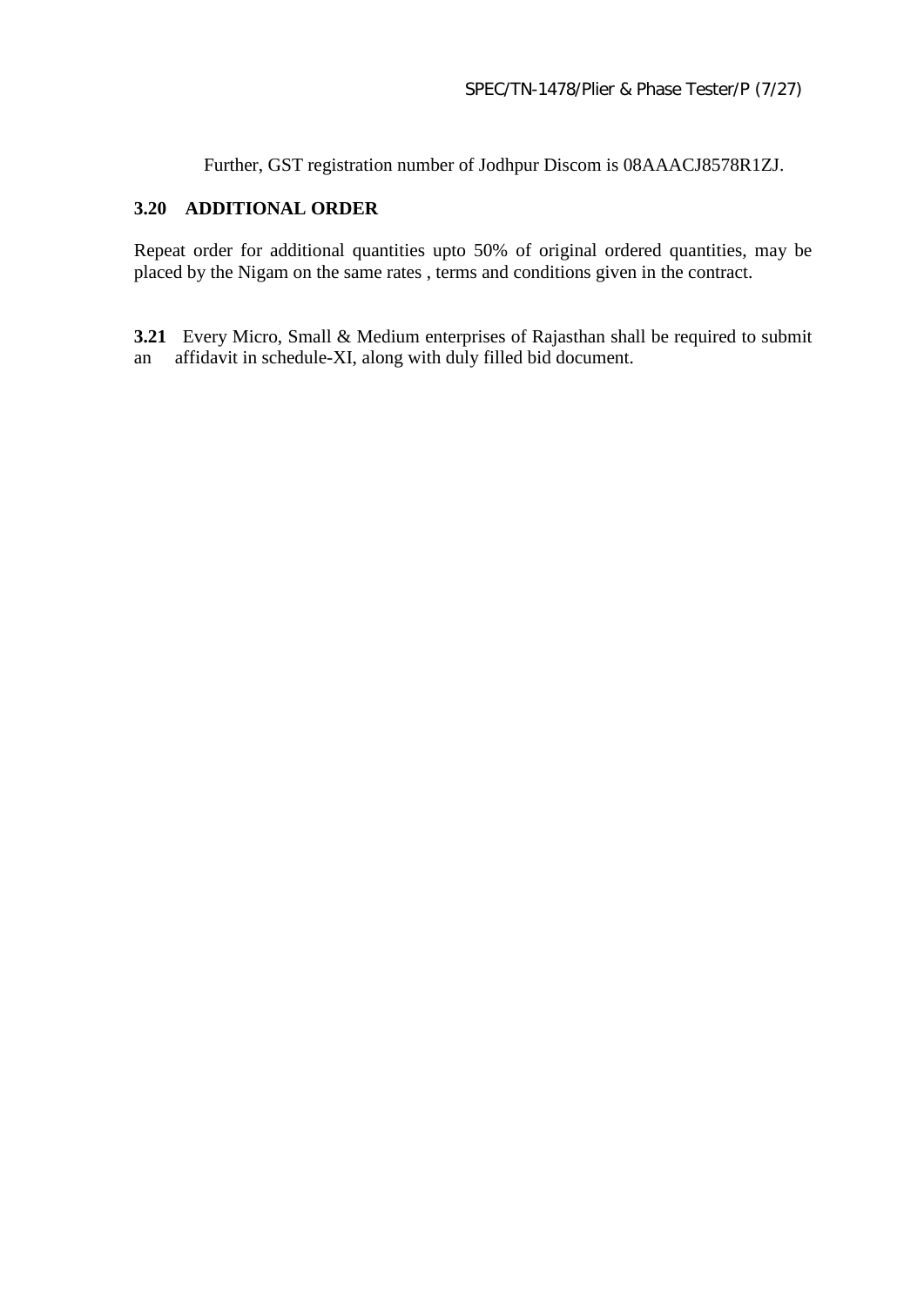Further, GST registration number of Jodhpur Discom is 08AAACJ8578R1ZJ.

### 3.20 ADDITIONAL ORDER

Repeat order for additional quantities upto 50% of original ordered quantities, may be placed by the Nigam on the same rates , terms and conditions given in the contract.

**3.21** Every Micro, Small & Medium enterprises of Rajasthan shall be required to submit an affidavit in schedule-XI, along with duly filled bid document.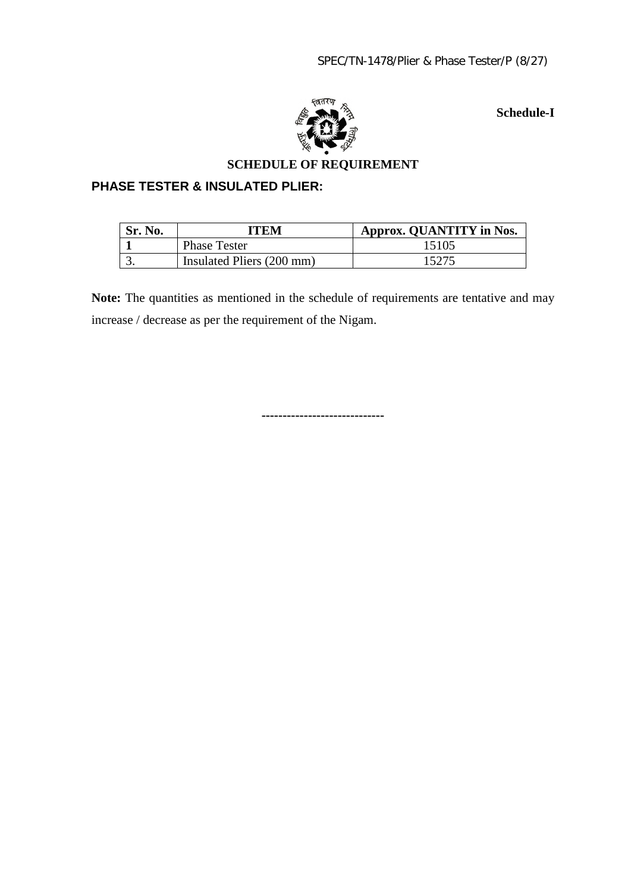**Schedule-I**

# SCHEDULE OF REQUIREMENT

## PHASE TESTER & INSULATED PLIER:

| Sr. No. | ITEM | Approx. QUANTITY in Nos. |
|---|---|---|
| **1** | Phase Tester | 15105 |
| 3. | Insulated Pliers (200 mm) | 15275 |

**Note:** The quantities as mentioned in the schedule of requirements are tentative and may increase / decrease as per the requirement of the Nigam.

-----------------------------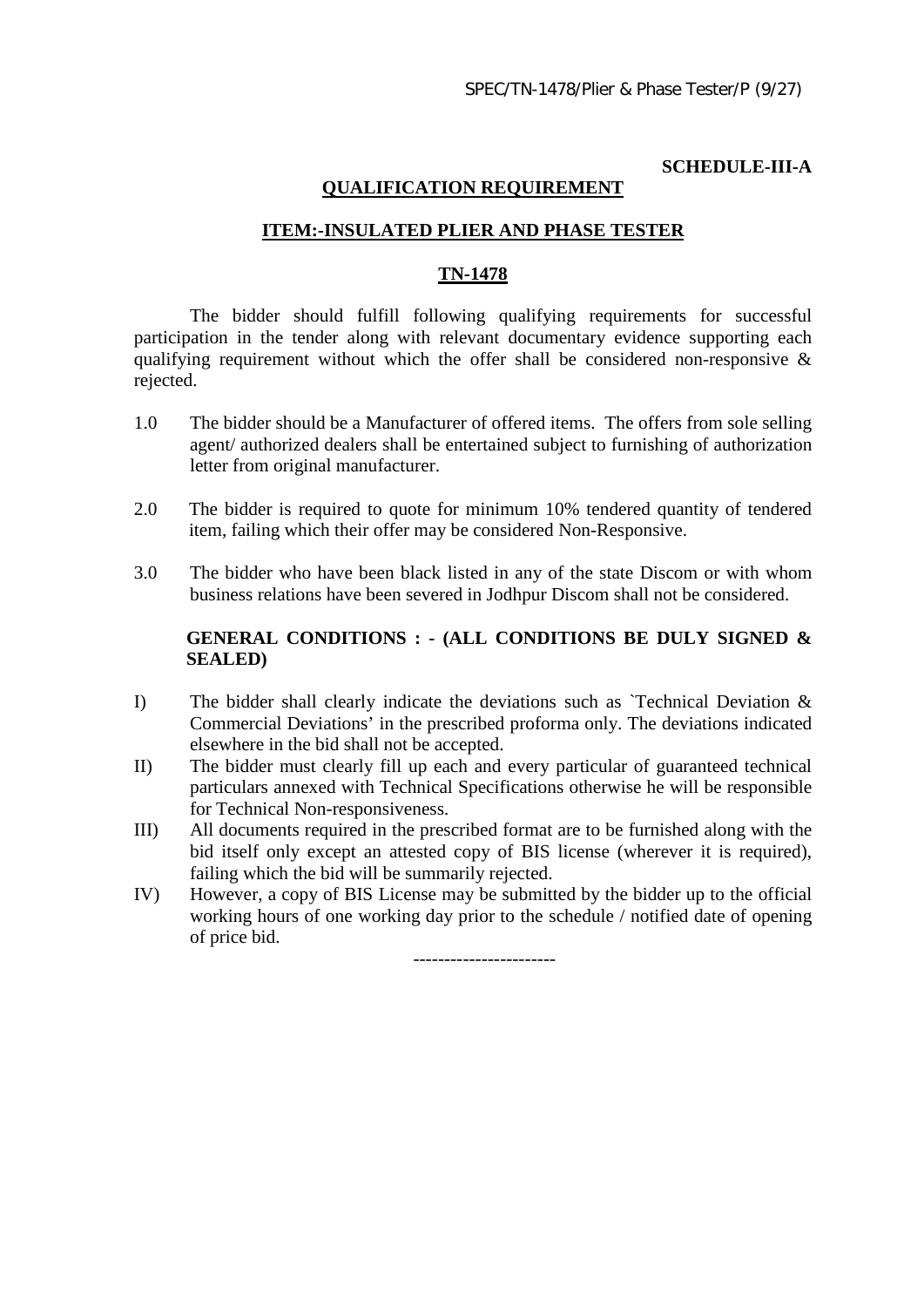**SCHEDULE-III-A**

## QUALIFICATION REQUIREMENT

## ITEM:-INSULATED PLIER AND PHASE TESTER

## TN-1478

The bidder should fulfill following qualifying requirements for successful participation in the tender along with relevant documentary evidence supporting each qualifying requirement without which the offer shall be considered non-responsive & rejected.

1.0 The bidder should be a Manufacturer of offered items. The offers from sole selling agent/ authorized dealers shall be entertained subject to furnishing of authorization letter from original manufacturer.

2.0 The bidder is required to quote for minimum 10% tendered quantity of tendered item, failing which their offer may be considered Non-Responsive.

3.0 The bidder who have been black listed in any of the state Discom or with whom business relations have been severed in Jodhpur Discom shall not be considered.

**GENERAL CONDITIONS : - (ALL CONDITIONS BE DULY SIGNED & SEALED)**

I) The bidder shall clearly indicate the deviations such as `Technical Deviation & Commercial Deviations' in the prescribed proforma only. The deviations indicated elsewhere in the bid shall not be accepted.

II) The bidder must clearly fill up each and every particular of guaranteed technical particulars annexed with Technical Specifications otherwise he will be responsible for Technical Non-responsiveness.

III) All documents required in the prescribed format are to be furnished along with the bid itself only except an attested copy of BIS license (wherever it is required), failing which the bid will be summarily rejected.

IV) However, a copy of BIS License may be submitted by the bidder up to the official working hours of one working day prior to the schedule / notified date of opening of price bid.

----------------------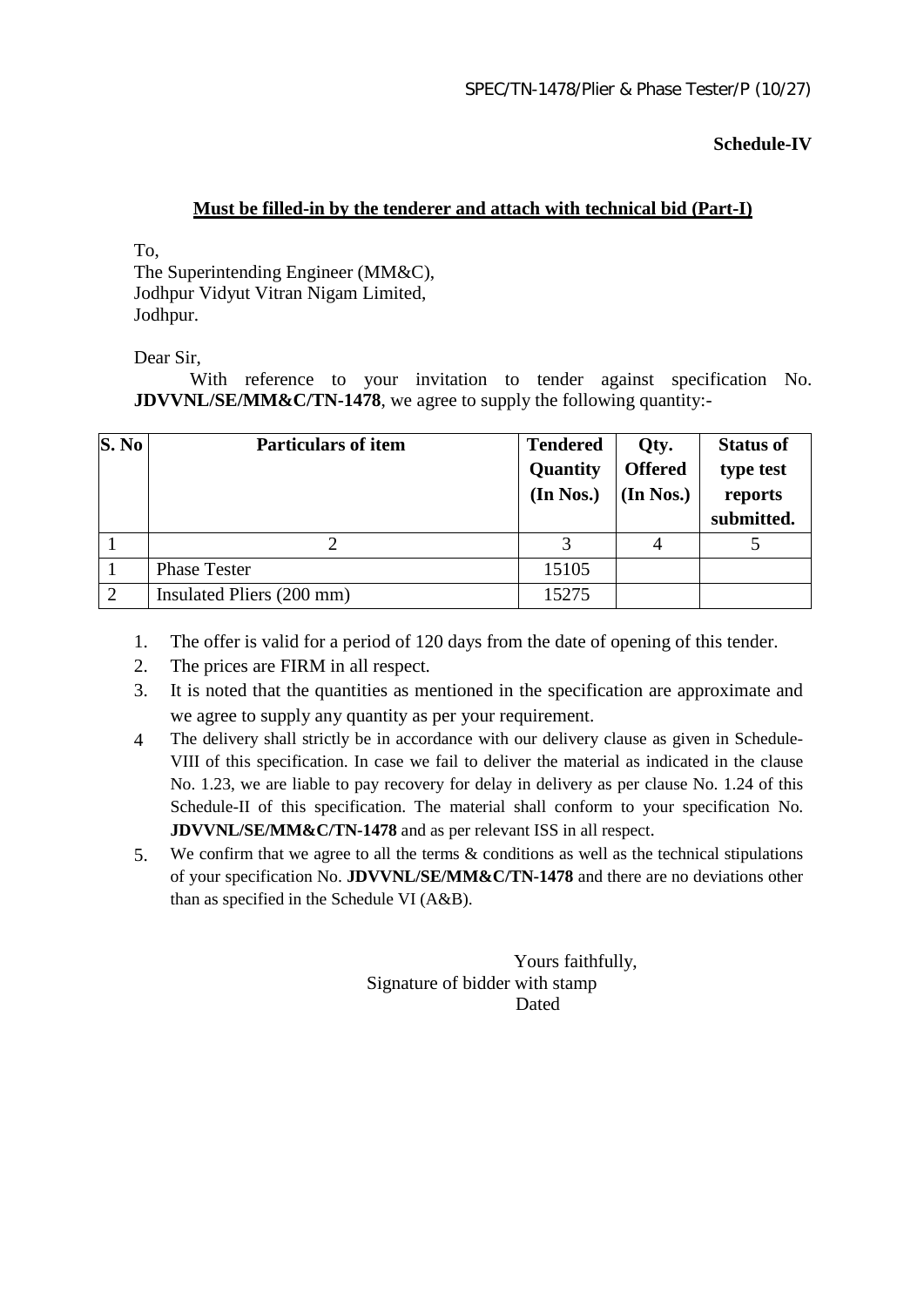**Schedule-IV**

**Must be filled-in by the tenderer and attach with technical bid (Part-I)**

To,
The Superintending Engineer (MM&C),
Jodhpur Vidyut Vitran Nigam Limited,
Jodhpur.

Dear Sir,

With reference to your invitation to tender against specification No. **JDVVNL/SE/MM&C/TN-1478**, we agree to supply the following quantity:-

| S. No | Particulars of item | Tendered Quantity (In Nos.) | Qty. Offered (In Nos.) | Status of type test reports submitted. |
|---|---|---|---|---|
| 1 | 2 | 3 | 4 | 5 |
| 1 | Phase Tester | 15105 | | |
| 2 | Insulated Pliers (200 mm) | 15275 | | |

1. The offer is valid for a period of 120 days from the date of opening of this tender.
2. The prices are FIRM in all respect.
3. It is noted that the quantities as mentioned in the specification are approximate and we agree to supply any quantity as per your requirement.
4. The delivery shall strictly be in accordance with our delivery clause as given in Schedule-VIII of this specification. In case we fail to deliver the material as indicated in the clause No. 1.23, we are liable to pay recovery for delay in delivery as per clause No. 1.24 of this Schedule-II of this specification. The material shall conform to your specification No. **JDVVNL/SE/MM&C/TN-1478** and as per relevant ISS in all respect.
5. We confirm that we agree to all the terms & conditions as well as the technical stipulations of your specification No. **JDVVNL/SE/MM&C/TN-1478** and there are no deviations other than as specified in the Schedule VI (A&B).

Yours faithfully,
Signature of bidder with stamp
Dated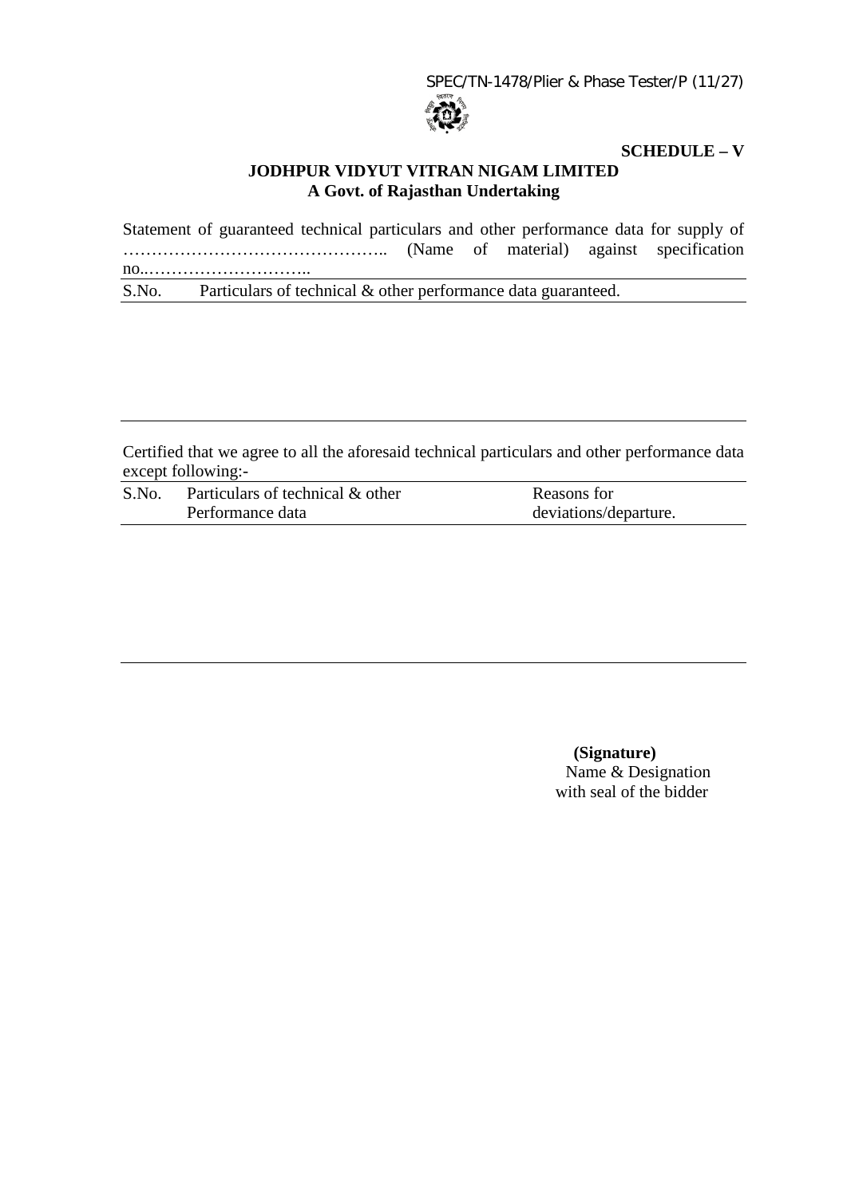**SCHEDULE – V**

**JODHPUR VIDYUT VITRAN NIGAM LIMITED**
**A Govt. of Rajasthan Undertaking**

Statement of guaranteed technical particulars and other performance data for supply of ……………………………………….. (Name of material) against specification no..………………………..

| S.No. | Particulars of technical & other performance data guaranteed. |
|---|---|
| | |

Certified that we agree to all the aforesaid technical particulars and other performance data except following:-

| S.No. | Particulars of technical & other Performance data | Reasons for deviations/departure. |
|---|---|---|
| | | |

**(Signature)**
Name & Designation
with seal of the bidder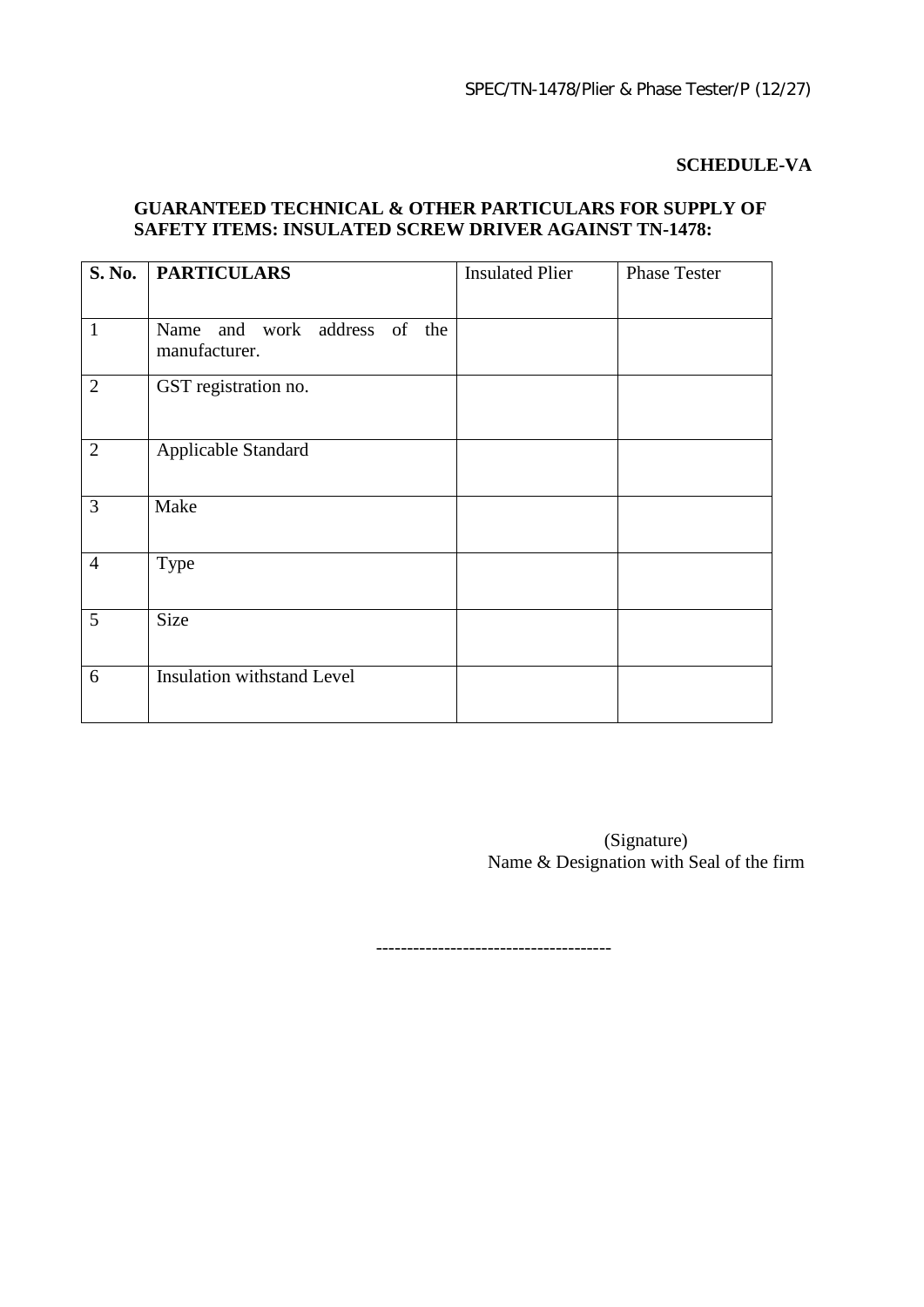**SCHEDULE-VA**

**GUARANTEED TECHNICAL & OTHER PARTICULARS FOR SUPPLY OF SAFETY ITEMS: INSULATED SCREW DRIVER AGAINST TN-1478:**

| S. No. | PARTICULARS | Insulated Plier | Phase Tester |
|---|---|---|---|
| 1 | Name and work address of the manufacturer. | | |
| 2 | GST registration no. | | |
| 2 | Applicable Standard | | |
| 3 | Make | | |
| 4 | Type | | |
| 5 | Size | | |
| 6 | Insulation withstand Level | | |

(Signature)
Name & Designation with Seal of the firm

-------------------------------------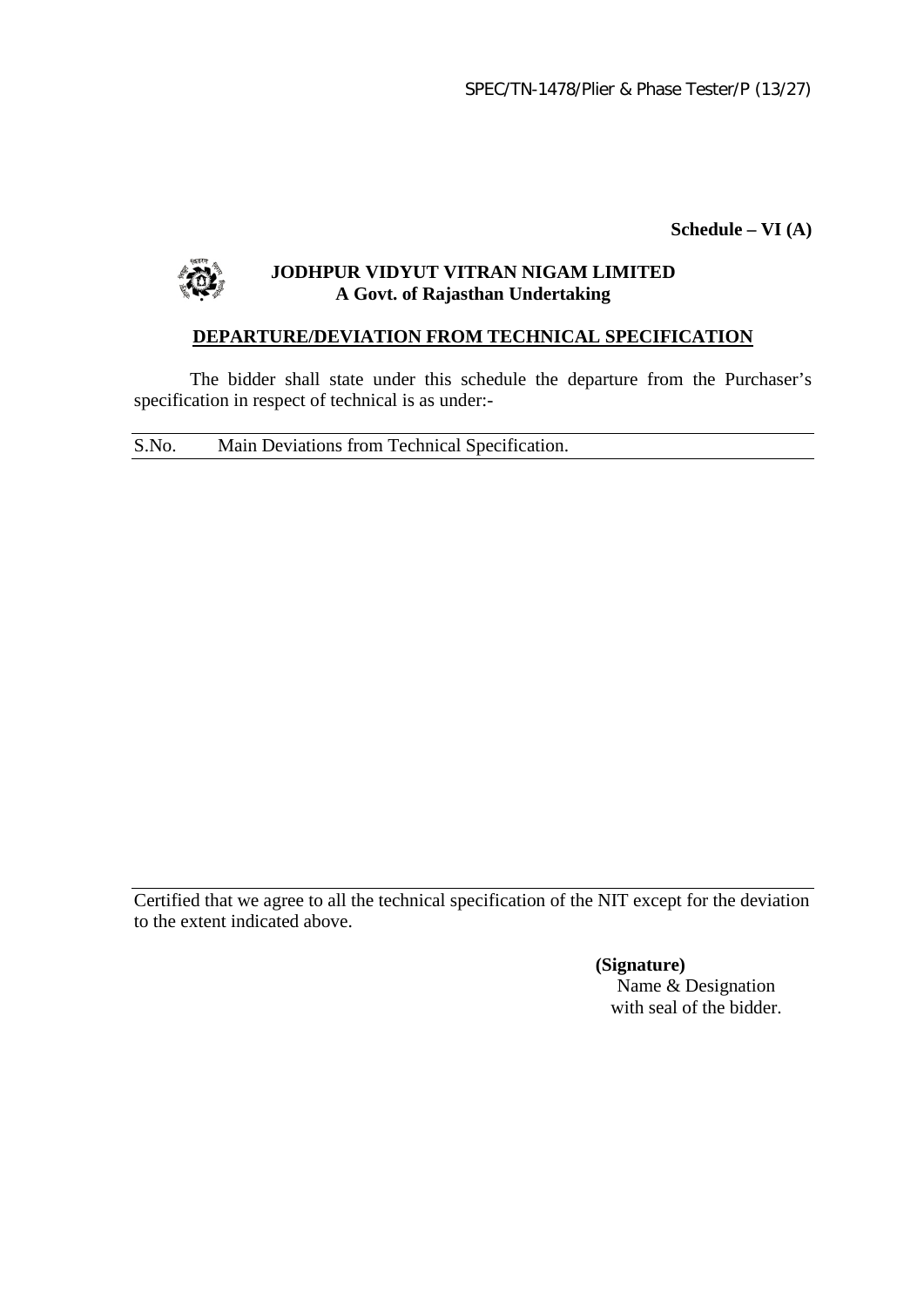**Schedule – VI (A)**

**JODHPUR VIDYUT VITRAN NIGAM LIMITED**
**A Govt. of Rajasthan Undertaking**

## DEPARTURE/DEVIATION FROM TECHNICAL SPECIFICATION

The bidder shall state under this schedule the departure from the Purchaser's specification in respect of technical is as under:-

| S.No. | Main Deviations from Technical Specification. |
|---|---|
| | |

Certified that we agree to all the technical specification of the NIT except for the deviation to the extent indicated above.

**(Signature)**
Name & Designation
with seal of the bidder.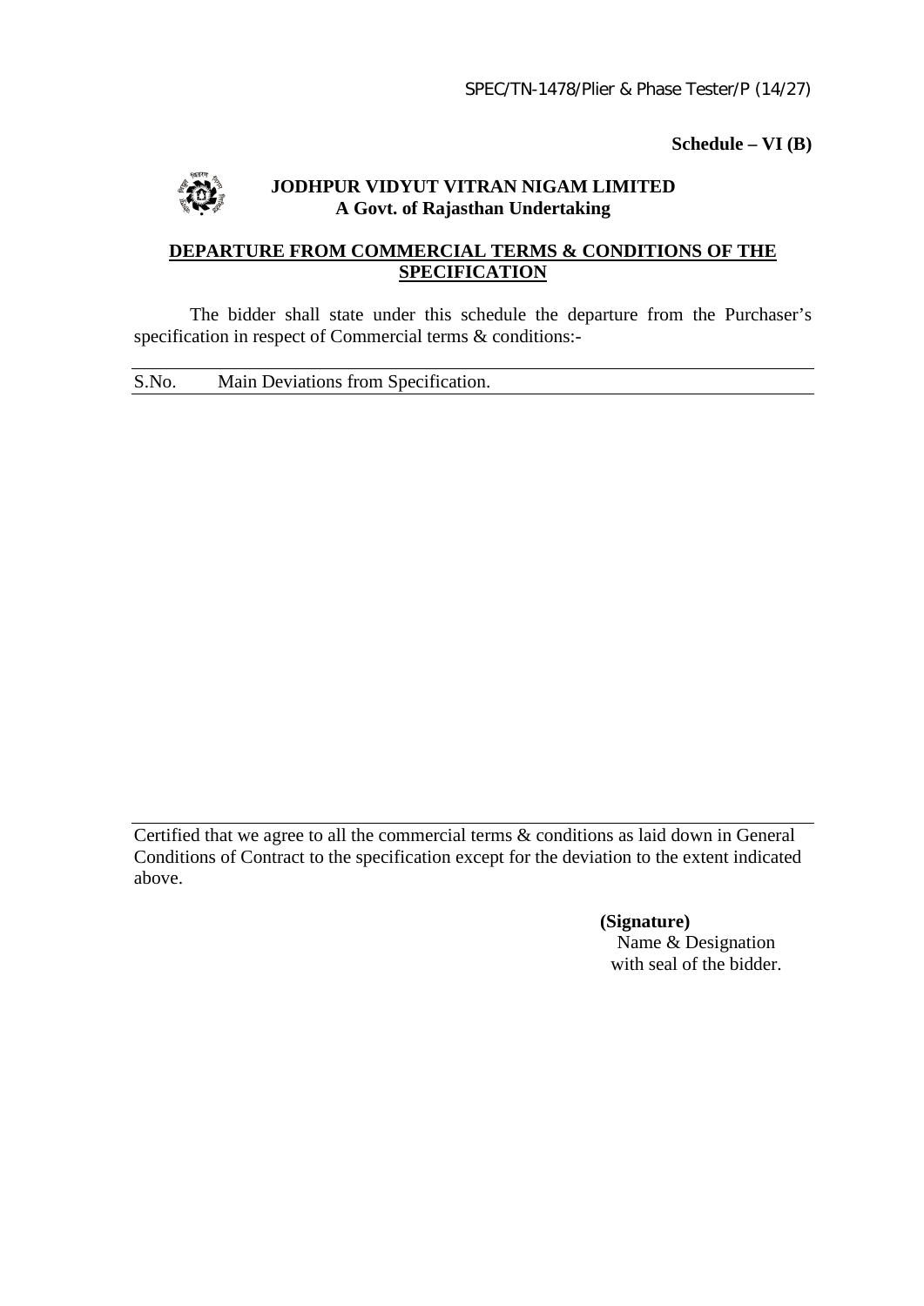**Schedule – VI (B)**

**JODHPUR VIDYUT VITRAN NIGAM LIMITED**
**A Govt. of Rajasthan Undertaking**

## DEPARTURE FROM COMMERCIAL TERMS & CONDITIONS OF THE SPECIFICATION

The bidder shall state under this schedule the departure from the Purchaser's specification in respect of Commercial terms & conditions:-

| S.No. | Main Deviations from Specification. |
|---|---|
| | |

Certified that we agree to all the commercial terms & conditions as laid down in General Conditions of Contract to the specification except for the deviation to the extent indicated above.

**(Signature)**
Name & Designation
with seal of the bidder.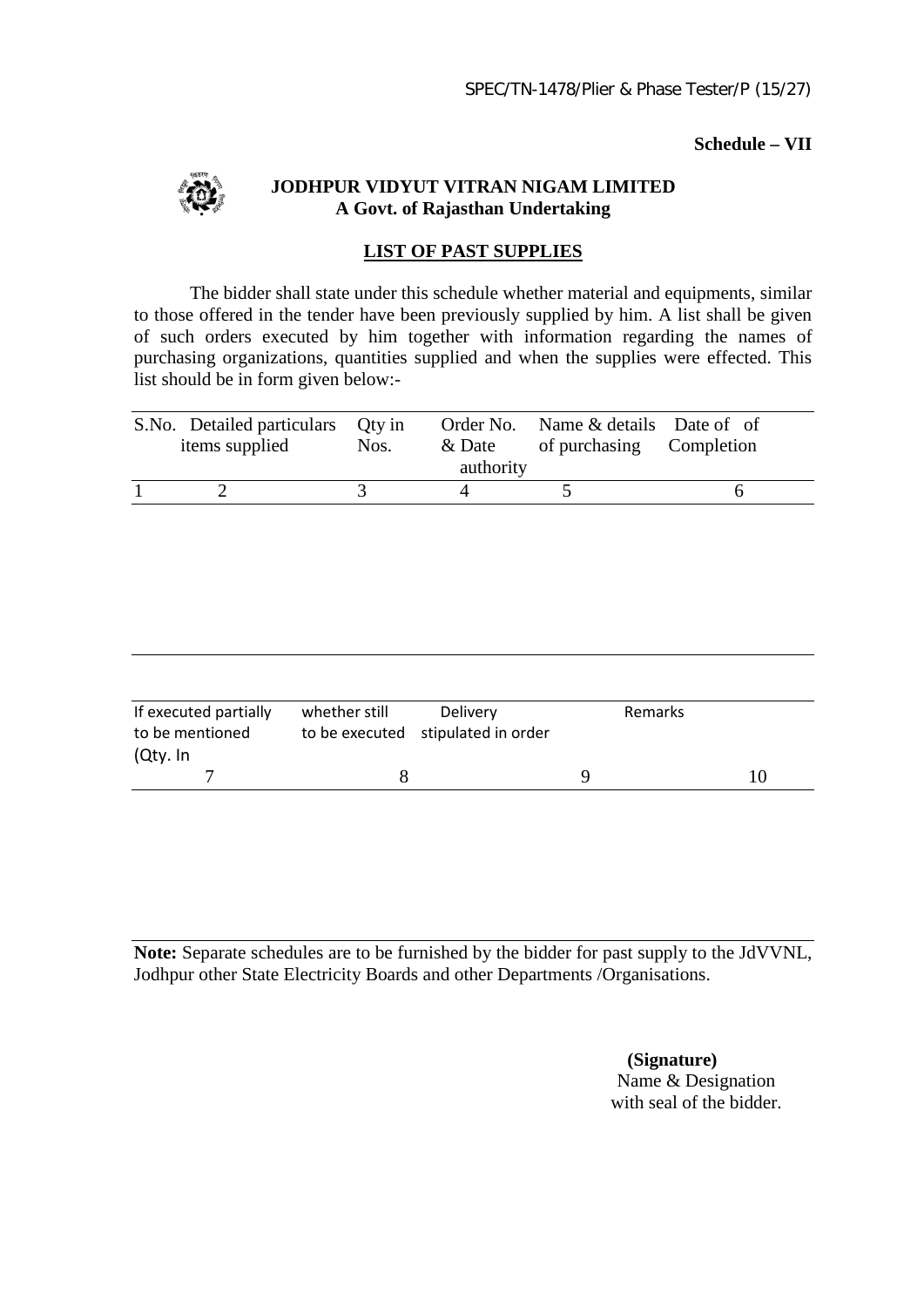**Schedule – VII**

**JODHPUR VIDYUT VITRAN NIGAM LIMITED**
**A Govt. of Rajasthan Undertaking**

**LIST OF PAST SUPPLIES**

The bidder shall state under this schedule whether material and equipments, similar to those offered in the tender have been previously supplied by him. A list shall be given of such orders executed by him together with information regarding the names of purchasing organizations, quantities supplied and when the supplies were effected. This list should be in form given below:-

| S.No. | Detailed particulars items supplied | Qty in Nos. | Order No. & Date authority | Name & details of purchasing | Date of of Completion |
|---|---|---|---|---|---|
| 1 | 2 | 3 | 4 | 5 | 6 |

| If executed partially to be mentioned (Qty. In | whether still to be executed | Delivery stipulated in order | Remarks |
|---|---|---|---|
| 7 | 8 | 9 | 10 |

**Note:** Separate schedules are to be furnished by the bidder for past supply to the JdVVNL, Jodhpur other State Electricity Boards and other Departments /Organisations.

**(Signature)**
Name & Designation
with seal of the bidder.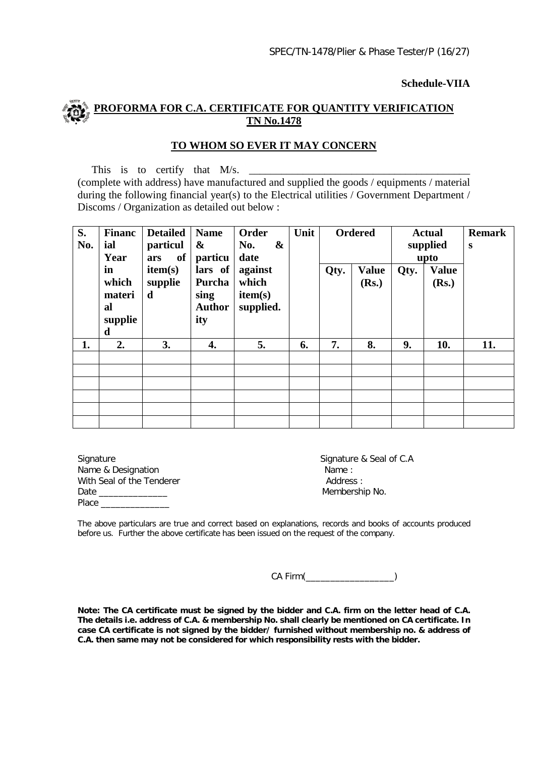**Schedule-VIIA**

## PROFORMA FOR C.A. CERTIFICATE FOR QUANTITY VERIFICATION TN No.1478

### TO WHOM SO EVER IT MAY CONCERN

This is to certify that M/s. ________________________________________ (complete with address) have manufactured and supplied the goods / equipments / material during the following financial year(s) to the Electrical utilities / Government Department / Discoms / Organization as detailed out below :

| S. No. | Financial Year in which material supplied | Detailed particulars of item(s) supplied | Name & particulars of Purchasing Authority | Order No. & date against which item(s) supplied. | Unit | Ordered | | Actual supplied upto | | Remarks |
|---|---|---|---|---|---|---|---|---|---|---|
| | | | | | | Qty. | Value (Rs.) | Qty. | Value (Rs.) | |
| 1. | 2. | 3. | 4. | 5. | 6. | 7. | 8. | 9. | 10. | 11. |
| | | | | | | | | | | |
| | | | | | | | | | | |
| | | | | | | | | | | |
| | | | | | | | | | | |
| | | | | | | | | | | |
| | | | | | | | | | | |

Signature
Name & Designation
With Seal of the Tenderer
Date _____________
Place _____________

Signature & Seal of C.A
Name :
Address :
Membership No.

The above particulars are true and correct based on explanations, records and books of accounts produced before us. Further the above certificate has been issued on the request of the company.

CA Firm(_________________)

**Note: The CA certificate must be signed by the bidder and C.A. firm on the letter head of C.A. The details i.e. address of C.A. & membership No. shall clearly be mentioned on CA certificate. In case CA certificate is not signed by the bidder/ furnished without membership no. & address of C.A. then same may not be considered for which responsibility rests with the bidder.**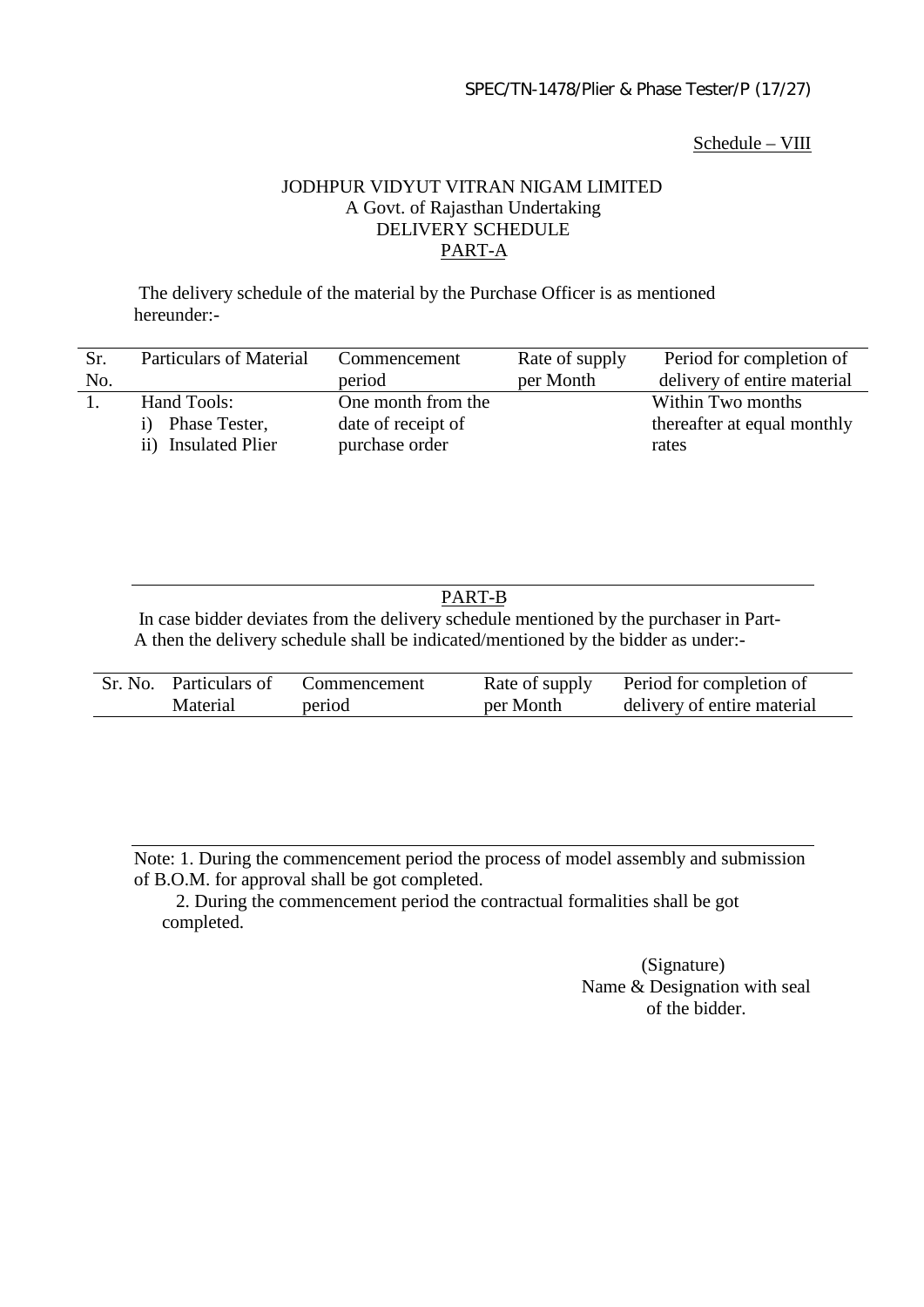Schedule – VIII

# JODHPUR VIDYUT VITRAN NIGAM LIMITED

A Govt. of Rajasthan Undertaking

DELIVERY SCHEDULE

PART-A

The delivery schedule of the material by the Purchase Officer is as mentioned hereunder:-

| Sr. No. | Particulars of Material | Commencement period | Rate of supply per Month | Period for completion of delivery of entire material |
|---|---|---|---|---|
| 1. | Hand Tools:<br>i) Phase Tester,<br>ii) Insulated Plier | One month from the date of receipt of purchase order | | Within Two months thereafter at equal monthly rates |

PART-B

In case bidder deviates from the delivery schedule mentioned by the purchaser in Part-A then the delivery schedule shall be indicated/mentioned by the bidder as under:-

| Sr. No. | Particulars of Material | Commencement period | Rate of supply per Month | Period for completion of delivery of entire material |
|---|---|---|---|---|
| | | | | |

Note: 1. During the commencement period the process of model assembly and submission of B.O.M. for approval shall be got completed.

2. During the commencement period the contractual formalities shall be got completed.

(Signature)
Name & Designation with seal
of the bidder.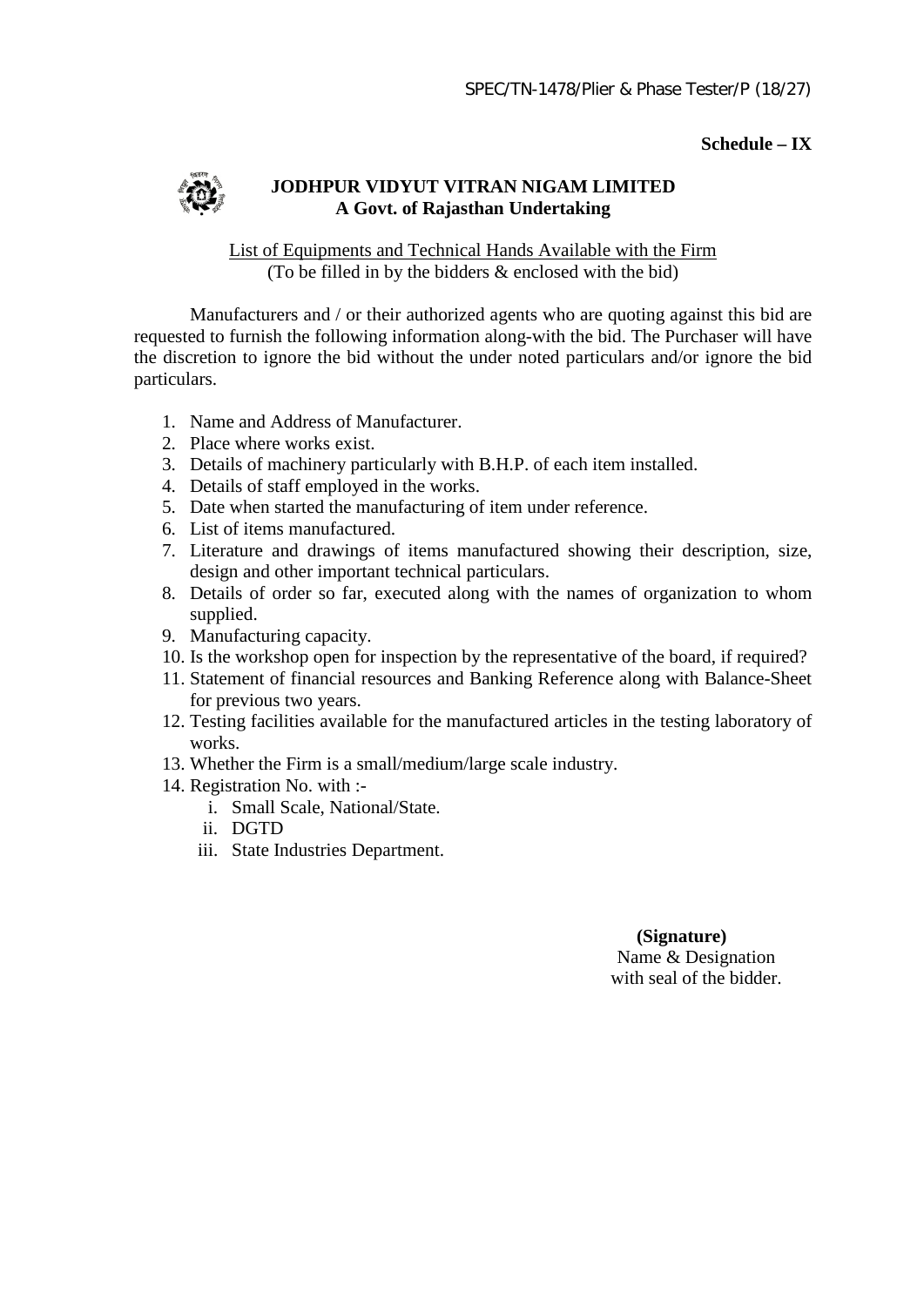**Schedule – IX**

**JODHPUR VIDYUT VITRAN NIGAM LIMITED**
**A Govt. of Rajasthan Undertaking**

List of Equipments and Technical Hands Available with the Firm
(To be filled in by the bidders & enclosed with the bid)

Manufacturers and / or their authorized agents who are quoting against this bid are requested to furnish the following information along-with the bid. The Purchaser will have the discretion to ignore the bid without the under noted particulars and/or ignore the bid particulars.

1. Name and Address of Manufacturer.
2. Place where works exist.
3. Details of machinery particularly with B.H.P. of each item installed.
4. Details of staff employed in the works.
5. Date when started the manufacturing of item under reference.
6. List of items manufactured.
7. Literature and drawings of items manufactured showing their description, size, design and other important technical particulars.
8. Details of order so far, executed along with the names of organization to whom supplied.
9. Manufacturing capacity.
10. Is the workshop open for inspection by the representative of the board, if required?
11. Statement of financial resources and Banking Reference along with Balance-Sheet for previous two years.
12. Testing facilities available for the manufactured articles in the testing laboratory of works.
13. Whether the Firm is a small/medium/large scale industry.
14. Registration No. with :-
    i. Small Scale, National/State.
    ii. DGTD
    iii. State Industries Department.

**(Signature)**
Name & Designation
with seal of the bidder.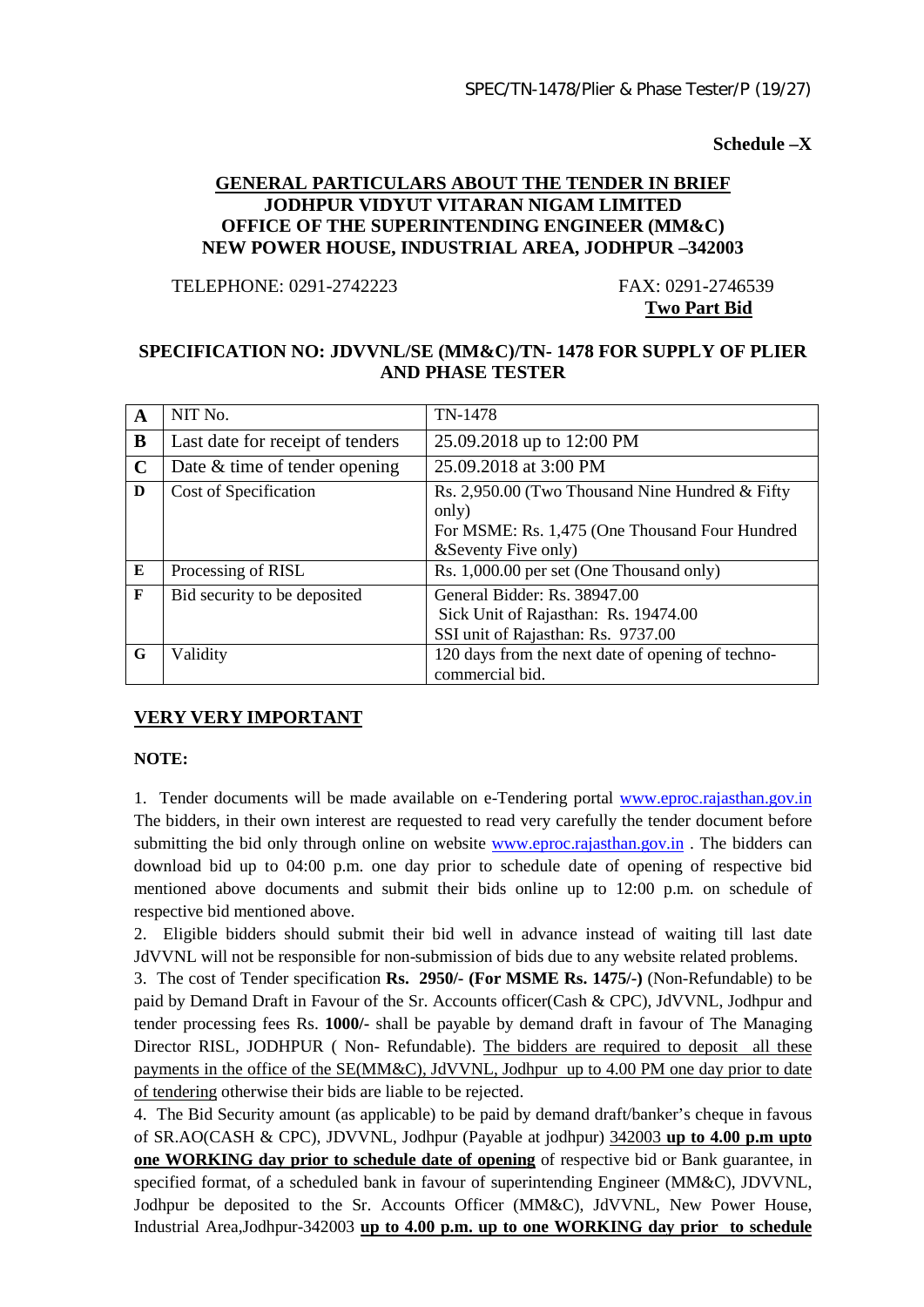**Schedule –X**

**GENERAL PARTICULARS ABOUT THE TENDER IN BRIEF**
**JODHPUR VIDYUT VITARAN NIGAM LIMITED**
**OFFICE OF THE SUPERINTENDING ENGINEER (MM&C)**
**NEW POWER HOUSE, INDUSTRIAL AREA, JODHPUR –342003**

TELEPHONE: 0291-2742223 FAX: 0291-2746539

**Two Part Bid**

**SPECIFICATION NO: JDVVNL/SE (MM&C)/TN- 1478 FOR SUPPLY OF PLIER AND PHASE TESTER**

| | | |
|---|---|---|
| **A** | NIT No. | TN-1478 |
| **B** | Last date for receipt of tenders | 25.09.2018 up to 12:00 PM |
| **C** | Date & time of tender opening | 25.09.2018 at 3:00 PM |
| **D** | Cost of Specification | Rs. 2,950.00 (Two Thousand Nine Hundred & Fifty only)<br>For MSME: Rs. 1,475 (One Thousand Four Hundred &Seventy Five only) |
| **E** | Processing of RISL | Rs. 1,000.00 per set (One Thousand only) |
| **F** | Bid security to be deposited | General Bidder: Rs. 38947.00<br>Sick Unit of Rajasthan: Rs. 19474.00<br>SSI unit of Rajasthan: Rs. 9737.00 |
| **G** | Validity | 120 days from the next date of opening of techno-commercial bid. |

**VERY VERY IMPORTANT**

**NOTE:**

1. Tender documents will be made available on e-Tendering portal www.eproc.rajasthan.gov.in The bidders, in their own interest are requested to read very carefully the tender document before submitting the bid only through online on website www.eproc.rajasthan.gov.in . The bidders can download bid up to 04:00 p.m. one day prior to schedule date of opening of respective bid mentioned above documents and submit their bids online up to 12:00 p.m. on schedule of respective bid mentioned above.

2. Eligible bidders should submit their bid well in advance instead of waiting till last date JdVVNL will not be responsible for non-submission of bids due to any website related problems.

3. The cost of Tender specification **Rs. 2950/- (For MSME Rs. 1475/-)** (Non-Refundable) to be paid by Demand Draft in Favour of the Sr. Accounts officer(Cash & CPC), JdVVNL, Jodhpur and tender processing fees Rs. **1000/-** shall be payable by demand draft in favour of The Managing Director RISL, JODHPUR ( Non- Refundable). The bidders are required to deposit all these payments in the office of the SE(MM&C), JdVVNL, Jodhpur up to 4.00 PM one day prior to date of tendering otherwise their bids are liable to be rejected.

4. The Bid Security amount (as applicable) to be paid by demand draft/banker's cheque in favous of SR.AO(CASH & CPC), JDVVNL, Jodhpur (Payable at jodhpur) 342003 **up to 4.00 p.m upto one WORKING day prior to schedule date of opening** of respective bid or Bank guarantee, in specified format, of a scheduled bank in favour of superintending Engineer (MM&C), JDVVNL, Jodhpur be deposited to the Sr. Accounts Officer (MM&C), JdVVNL, New Power House, Industrial Area,Jodhpur-342003 **up to 4.00 p.m. up to one WORKING day prior to schedule**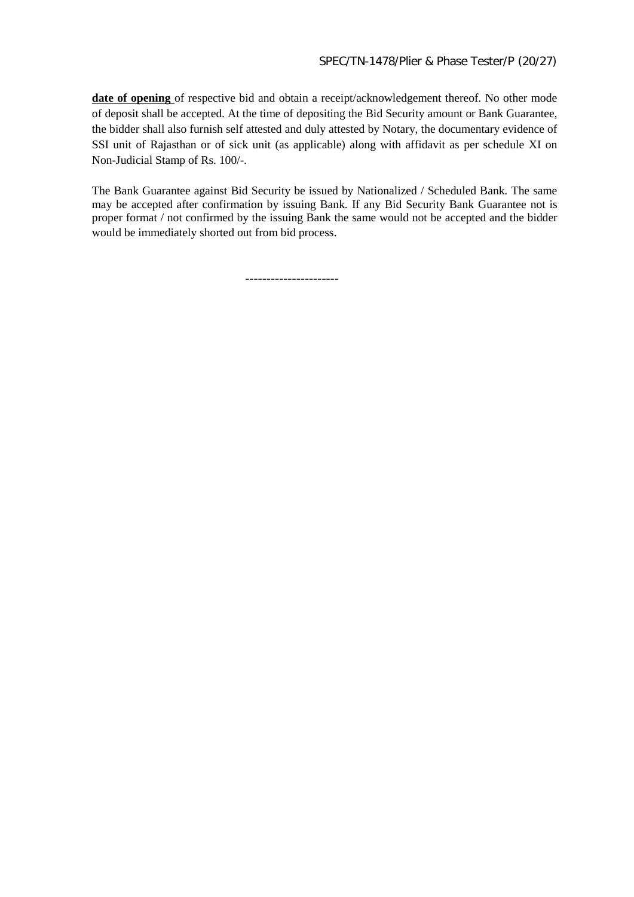**date of opening** of respective bid and obtain a receipt/acknowledgement thereof. No other mode of deposit shall be accepted. At the time of depositing the Bid Security amount or Bank Guarantee, the bidder shall also furnish self attested and duly attested by Notary, the documentary evidence of SSI unit of Rajasthan or of sick unit (as applicable) along with affidavit as per schedule XI on Non-Judicial Stamp of Rs. 100/-.

The Bank Guarantee against Bid Security be issued by Nationalized / Scheduled Bank. The same may be accepted after confirmation by issuing Bank. If any Bid Security Bank Guarantee not is proper format / not confirmed by the issuing Bank the same would not be accepted and the bidder would be immediately shorted out from bid process.

---------------------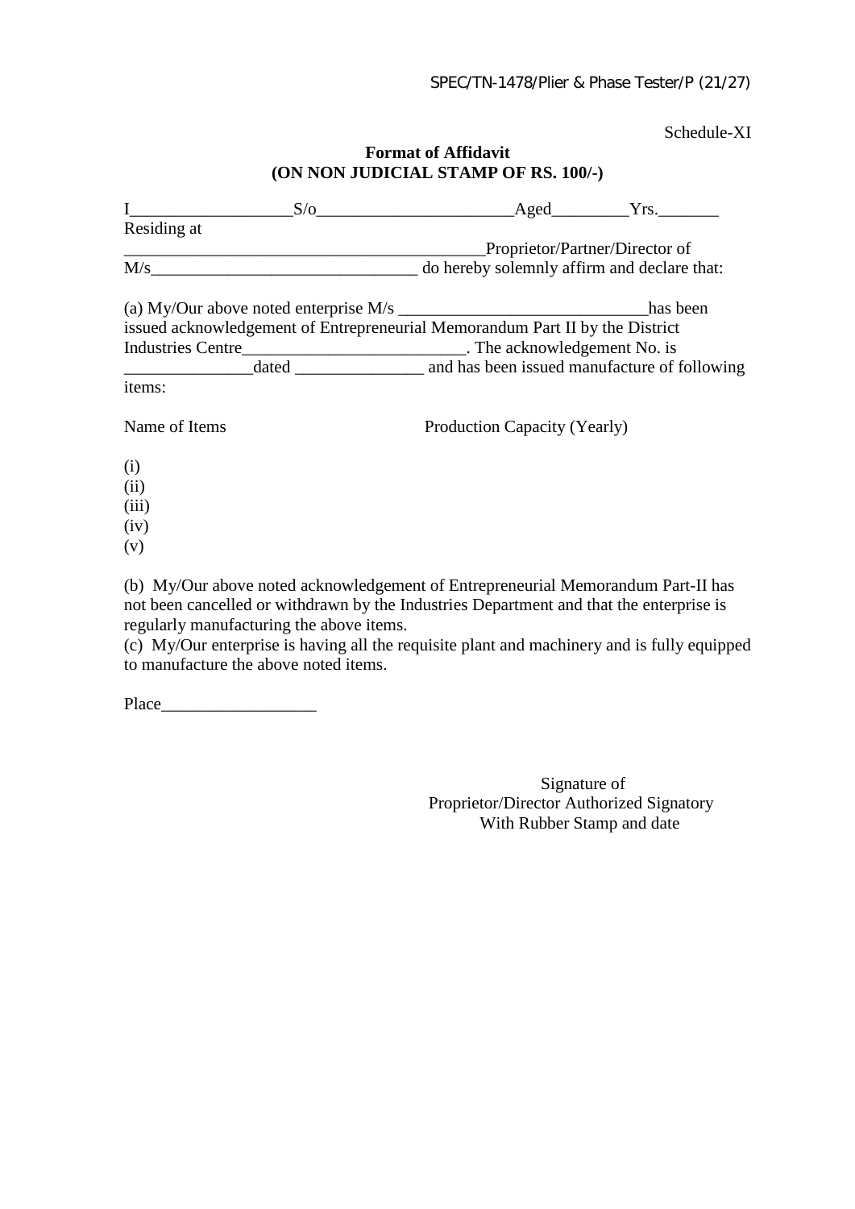Schedule-XI

**Format of Affidavit**
**(ON NON JUDICIAL STAMP OF RS. 100/-)**

I__________________S/o______________________Aged_________Yrs._______ Residing at __________________________________________Proprietor/Partner/Director of M/s_______________________________ do hereby solemnly affirm and declare that:

(a) My/Our above noted enterprise M/s _____________________________has been issued acknowledgement of Entrepreneurial Memorandum Part II by the District Industries Centre__________________________. The acknowledgement No. is _______________dated _______________ and has been issued manufacture of following items:

Name of Items &nbsp;&nbsp;&nbsp;&nbsp;&nbsp;&nbsp;&nbsp;&nbsp;&nbsp;&nbsp;&nbsp;&nbsp;&nbsp;&nbsp;&nbsp;&nbsp;&nbsp;&nbsp;&nbsp;&nbsp;Production Capacity (Yearly)

(i)
(ii)
(iii)
(iv)
(v)

(b) My/Our above noted acknowledgement of Entrepreneurial Memorandum Part-II has not been cancelled or withdrawn by the Industries Department and that the enterprise is regularly manufacturing the above items.
(c) My/Our enterprise is having all the requisite plant and machinery and is fully equipped to manufacture the above noted items.

Place__________________

Signature of
Proprietor/Director Authorized Signatory
With Rubber Stamp and date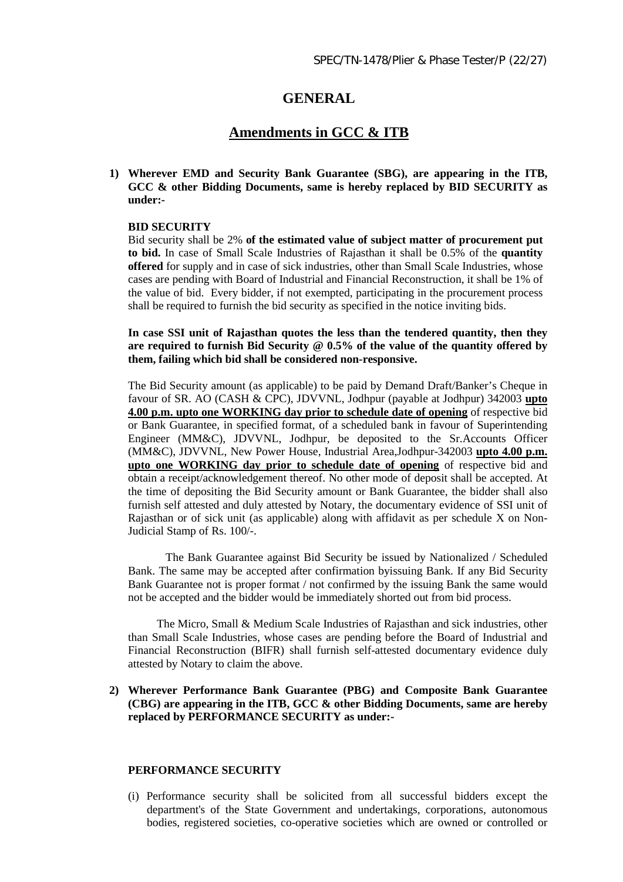# GENERAL

## Amendments in GCC & ITB

**1) Wherever EMD and Security Bank Guarantee (SBG), are appearing in the ITB, GCC & other Bidding Documents, same is hereby replaced by BID SECURITY as under:-**

**BID SECURITY**

Bid security shall be 2% **of the estimated value of subject matter of procurement put to bid.** In case of Small Scale Industries of Rajasthan it shall be 0.5% of the **quantity offered** for supply and in case of sick industries, other than Small Scale Industries, whose cases are pending with Board of Industrial and Financial Reconstruction, it shall be 1% of the value of bid. Every bidder, if not exempted, participating in the procurement process shall be required to furnish the bid security as specified in the notice inviting bids.

**In case SSI unit of Rajasthan quotes the less than the tendered quantity, then they are required to furnish Bid Security @ 0.5% of the value of the quantity offered by them, failing which bid shall be considered non-responsive.**

The Bid Security amount (as applicable) to be paid by Demand Draft/Banker's Cheque in favour of SR. AO (CASH & CPC), JDVVNL, Jodhpur (payable at Jodhpur) 342003 **<u>upto 4.00 p.m. upto one WORKING day prior to schedule date of opening</u>** of respective bid or Bank Guarantee, in specified format, of a scheduled bank in favour of Superintending Engineer (MM&C), JDVVNL, Jodhpur, be deposited to the Sr.Accounts Officer (MM&C), JDVVNL, New Power House, Industrial Area,Jodhpur-342003 **<u>upto 4.00 p.m. upto one WORKING day prior to schedule date of opening</u>** of respective bid and obtain a receipt/acknowledgement thereof. No other mode of deposit shall be accepted. At the time of depositing the Bid Security amount or Bank Guarantee, the bidder shall also furnish self attested and duly attested by Notary, the documentary evidence of SSI unit of Rajasthan or of sick unit (as applicable) along with affidavit as per schedule X on Non-Judicial Stamp of Rs. 100/-.

The Bank Guarantee against Bid Security be issued by Nationalized / Scheduled Bank. The same may be accepted after confirmation byissuing Bank. If any Bid Security Bank Guarantee not is proper format / not confirmed by the issuing Bank the same would not be accepted and the bidder would be immediately shorted out from bid process.

The Micro, Small & Medium Scale Industries of Rajasthan and sick industries, other than Small Scale Industries, whose cases are pending before the Board of Industrial and Financial Reconstruction (BIFR) shall furnish self-attested documentary evidence duly attested by Notary to claim the above.

**2) Wherever Performance Bank Guarantee (PBG) and Composite Bank Guarantee (CBG) are appearing in the ITB, GCC & other Bidding Documents, same are hereby replaced by PERFORMANCE SECURITY as under:-**

**PERFORMANCE SECURITY**

(i) Performance security shall be solicited from all successful bidders except the department's of the State Government and undertakings, corporations, autonomous bodies, registered societies, co-operative societies which are owned or controlled or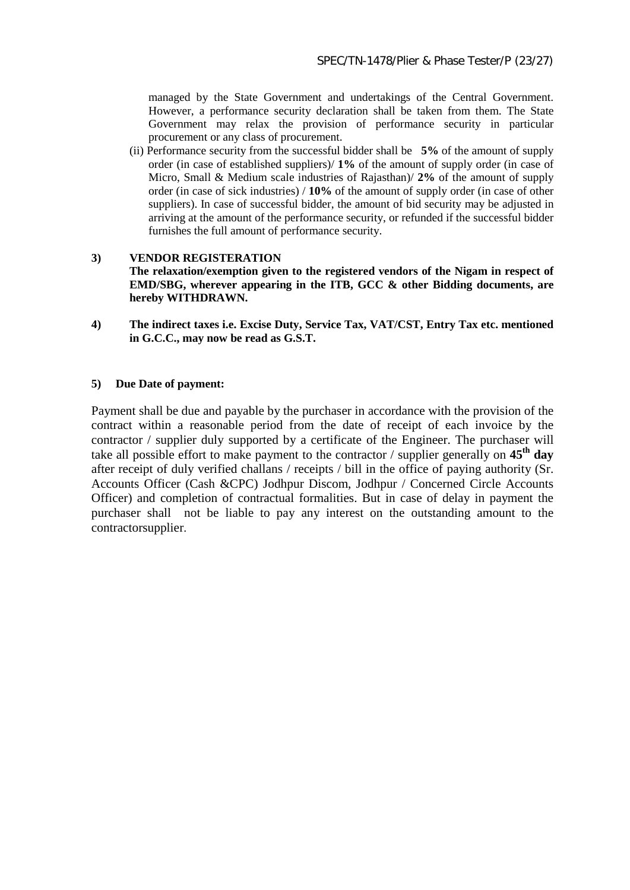managed by the State Government and undertakings of the Central Government. However, a performance security declaration shall be taken from them. The State Government may relax the provision of performance security in particular procurement or any class of procurement.

(ii) Performance security from the successful bidder shall be **5%** of the amount of supply order (in case of established suppliers)/ **1%** of the amount of supply order (in case of Micro, Small & Medium scale industries of Rajasthan)/ **2%** of the amount of supply order (in case of sick industries) / **10%** of the amount of supply order (in case of other suppliers). In case of successful bidder, the amount of bid security may be adjusted in arriving at the amount of the performance security, or refunded if the successful bidder furnishes the full amount of performance security.

**3) VENDOR REGISTERATION**

**The relaxation/exemption given to the registered vendors of the Nigam in respect of EMD/SBG, wherever appearing in the ITB, GCC & other Bidding documents, are hereby WITHDRAWN.**

**4) The indirect taxes i.e. Excise Duty, Service Tax, VAT/CST, Entry Tax etc. mentioned in G.C.C., may now be read as G.S.T.**

**5) Due Date of payment:**

Payment shall be due and payable by the purchaser in accordance with the provision of the contract within a reasonable period from the date of receipt of each invoice by the contractor / supplier duly supported by a certificate of the Engineer. The purchaser will take all possible effort to make payment to the contractor / supplier generally on **45th day** after receipt of duly verified challans / receipts / bill in the office of paying authority (Sr. Accounts Officer (Cash &CPC) Jodhpur Discom, Jodhpur / Concerned Circle Accounts Officer) and completion of contractual formalities. But in case of delay in payment the purchaser shall not be liable to pay any interest on the outstanding amount to the contractorsupplier.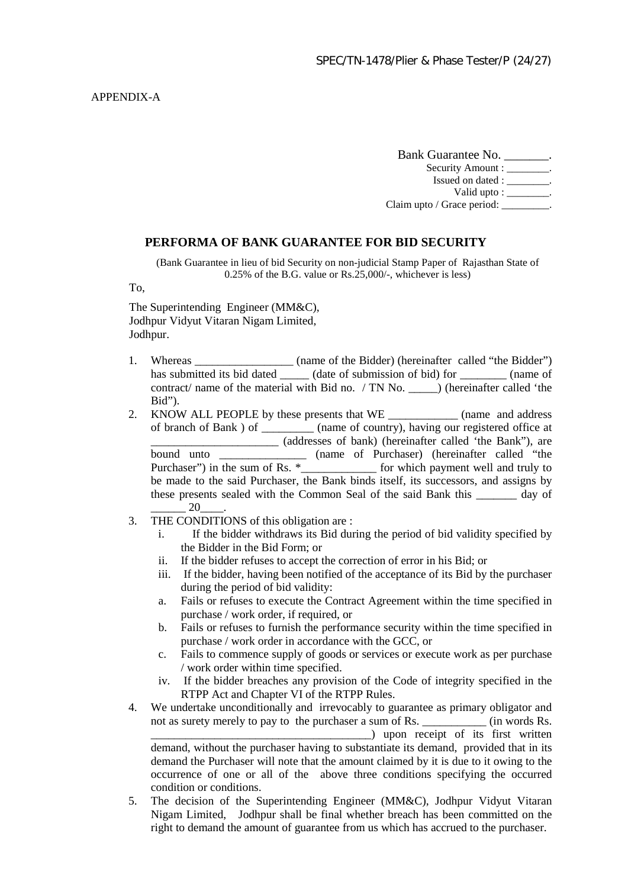APPENDIX-A

Bank Guarantee No. _______.
Security Amount : ________.
Issued on dated : ________.
Valid upto : ________.
Claim upto / Grace period: _________.

## PERFORMA OF BANK GUARANTEE FOR BID SECURITY

(Bank Guarantee in lieu of bid Security on non-judicial Stamp Paper of Rajasthan State of 0.25% of the B.G. value or Rs.25,000/-, whichever is less)

To,

The Superintending Engineer (MM&C),
Jodhpur Vidyut Vitaran Nigam Limited,
Jodhpur.

1. Whereas _________________ (name of the Bidder) (hereinafter called "the Bidder") has submitted its bid dated _____ (date of submission of bid) for ________ (name of contract/ name of the material with Bid no. / TN No. _____) (hereinafter called 'the Bid").
2. KNOW ALL PEOPLE by these presents that WE ____________ (name and address of branch of Bank ) of _________ (name of country), having our registered office at ______________________ (addresses of bank) (hereinafter called 'the Bank"), are bound unto _______________ (name of Purchaser) (hereinafter called "the Purchaser") in the sum of Rs. *_____________ for which payment well and truly to be made to the said Purchaser, the Bank binds itself, its successors, and assigns by these presents sealed with the Common Seal of the said Bank this _______ day of ______ 20____.
3. THE CONDITIONS of this obligation are :
   i. If the bidder withdraws its Bid during the period of bid validity specified by the Bidder in the Bid Form; or
   ii. If the bidder refuses to accept the correction of error in his Bid; or
   iii. If the bidder, having been notified of the acceptance of its Bid by the purchaser during the period of bid validity:
   a. Fails or refuses to execute the Contract Agreement within the time specified in purchase / work order, if required, or
   b. Fails or refuses to furnish the performance security within the time specified in purchase / work order in accordance with the GCC, or
   c. Fails to commence supply of goods or services or execute work as per purchase / work order within time specified.
   iv. If the bidder breaches any provision of the Code of integrity specified in the RTPP Act and Chapter VI of the RTPP Rules.
4. We undertake unconditionally and irrevocably to guarantee as primary obligator and not as surety merely to pay to the purchaser a sum of Rs. ___________ (in words Rs. ______________________________________) upon receipt of its first written demand, without the purchaser having to substantiate its demand, provided that in its demand the Purchaser will note that the amount claimed by it is due to it owing to the occurrence of one or all of the above three conditions specifying the occurred condition or conditions.
5. The decision of the Superintending Engineer (MM&C), Jodhpur Vidyut Vitaran Nigam Limited, Jodhpur shall be final whether breach has been committed on the right to demand the amount of guarantee from us which has accrued to the purchaser.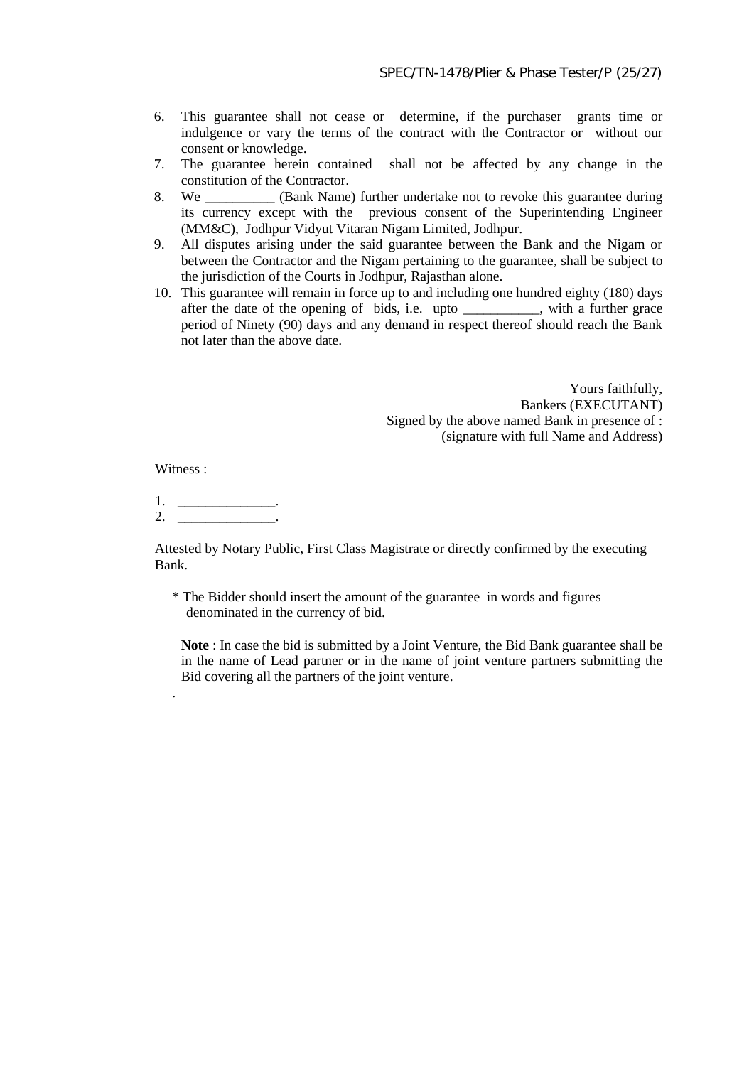6. This guarantee shall not cease or determine, if the purchaser grants time or indulgence or vary the terms of the contract with the Contractor or without our consent or knowledge.
7. The guarantee herein contained shall not be affected by any change in the constitution of the Contractor.
8. We __________ (Bank Name) further undertake not to revoke this guarantee during its currency except with the previous consent of the Superintending Engineer (MM&C), Jodhpur Vidyut Vitaran Nigam Limited, Jodhpur.
9. All disputes arising under the said guarantee between the Bank and the Nigam or between the Contractor and the Nigam pertaining to the guarantee, shall be subject to the jurisdiction of the Courts in Jodhpur, Rajasthan alone.
10. This guarantee will remain in force up to and including one hundred eighty (180) days after the date of the opening of bids, i.e. upto ___________, with a further grace period of Ninety (90) days and any demand in respect thereof should reach the Bank not later than the above date.

Yours faithfully,
Bankers (EXECUTANT)
Signed by the above named Bank in presence of :
(signature with full Name and Address)

Witness :

1. ______________.
2. ______________.

Attested by Notary Public, First Class Magistrate or directly confirmed by the executing Bank.

\* The Bidder should insert the amount of the guarantee in words and figures denominated in the currency of bid.

**Note** : In case the bid is submitted by a Joint Venture, the Bid Bank guarantee shall be in the name of Lead partner or in the name of joint venture partners submitting the Bid covering all the partners of the joint venture.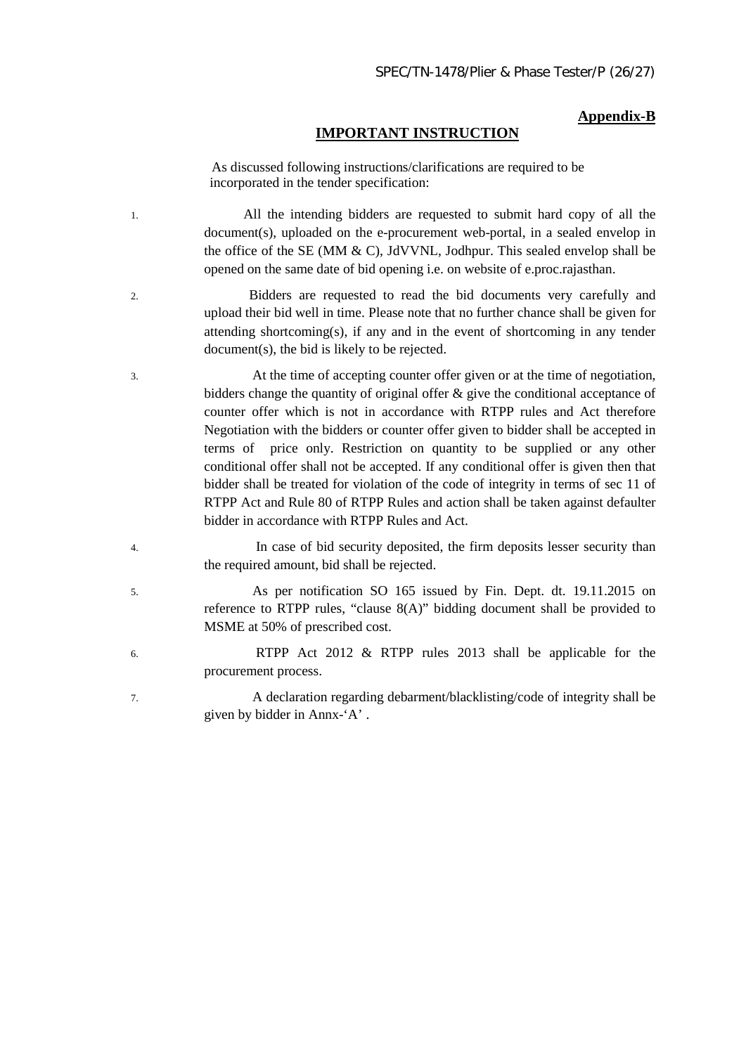**Appendix-B**

## IMPORTANT INSTRUCTION

As discussed following instructions/clarifications are required to be incorporated in the tender specification:

1. All the intending bidders are requested to submit hard copy of all the document(s), uploaded on the e-procurement web-portal, in a sealed envelop in the office of the SE (MM & C), JdVVNL, Jodhpur. This sealed envelop shall be opened on the same date of bid opening i.e. on website of e.proc.rajasthan.

2. Bidders are requested to read the bid documents very carefully and upload their bid well in time. Please note that no further chance shall be given for attending shortcoming(s), if any and in the event of shortcoming in any tender document(s), the bid is likely to be rejected.

3. At the time of accepting counter offer given or at the time of negotiation, bidders change the quantity of original offer & give the conditional acceptance of counter offer which is not in accordance with RTPP rules and Act therefore Negotiation with the bidders or counter offer given to bidder shall be accepted in terms of price only. Restriction on quantity to be supplied or any other conditional offer shall not be accepted. If any conditional offer is given then that bidder shall be treated for violation of the code of integrity in terms of sec 11 of RTPP Act and Rule 80 of RTPP Rules and action shall be taken against defaulter bidder in accordance with RTPP Rules and Act.

4. In case of bid security deposited, the firm deposits lesser security than the required amount, bid shall be rejected.

5. As per notification SO 165 issued by Fin. Dept. dt. 19.11.2015 on reference to RTPP rules, "clause 8(A)" bidding document shall be provided to MSME at 50% of prescribed cost.

6. RTPP Act 2012 & RTPP rules 2013 shall be applicable for the procurement process.

7. A declaration regarding debarment/blacklisting/code of integrity shall be given by bidder in Annx-'A' .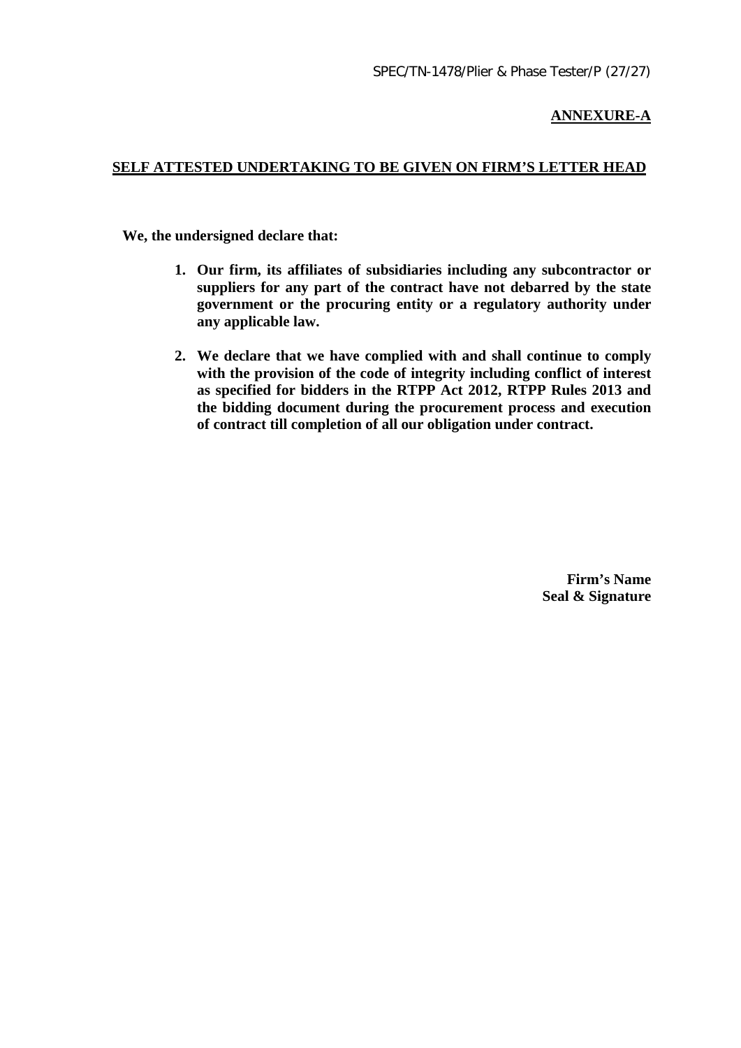**ANNEXURE-A**

**SELF ATTESTED UNDERTAKING TO BE GIVEN ON FIRM'S LETTER HEAD**

**We, the undersigned declare that:**

1. **Our firm, its affiliates of subsidiaries including any subcontractor or suppliers for any part of the contract have not debarred by the state government or the procuring entity or a regulatory authority under any applicable law.**

2. **We declare that we have complied with and shall continue to comply with the provision of the code of integrity including conflict of interest as specified for bidders in the RTPP Act 2012, RTPP Rules 2013 and the bidding document during the procurement process and execution of contract till completion of all our obligation under contract.**

**Firm's Name**
**Seal & Signature**